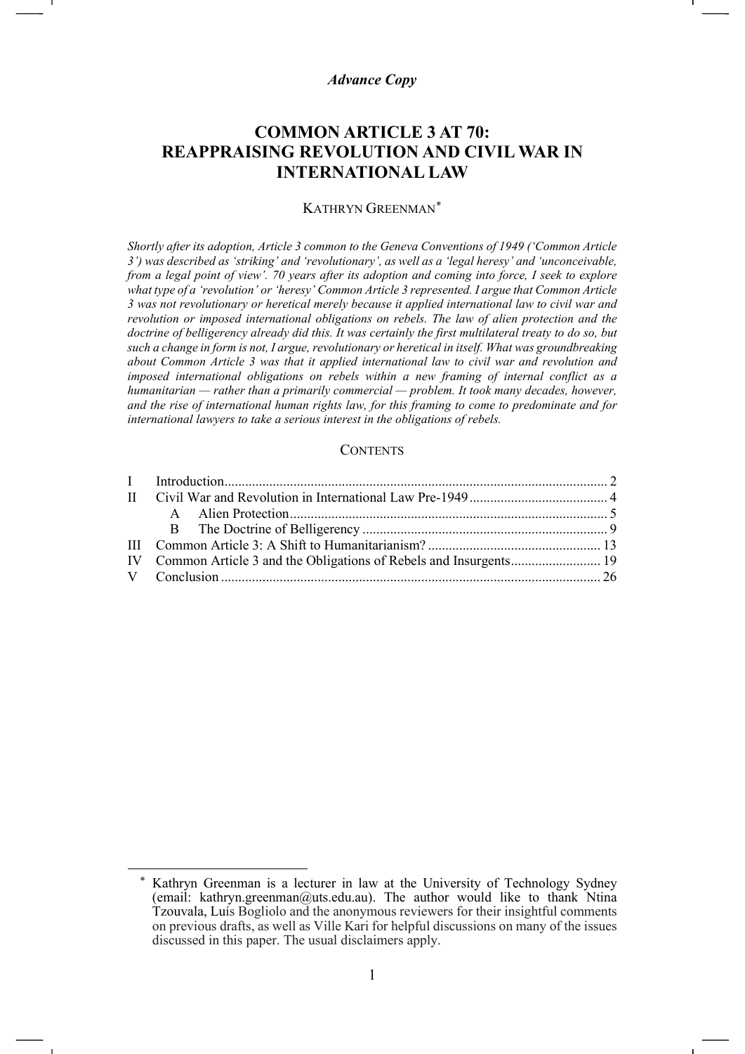*Advance Copy*

# COMMON ARTICLE 3 AT 70: REAPPRAISING REVOLUTION AND CIVIL WAR IN INTERNATIONAL LAW

KATHRYN GREENMAN[*]

*Shortly after its adoption, Article 3 common to the Geneva Conventions of 1949 ('Common Article 3') was described as 'striking' and 'revolutionary', as well as a 'legal heresy' and 'unconceivable, from a legal point of view'. 70 years after its adoption and coming into force, I seek to explore what type of a 'revolution' or 'heresy' Common Article 3 represented. I argue that Common Article 3 was not revolutionary or heretical merely because it applied international law to civil war and revolution or imposed international obligations on rebels. The law of alien protection and the doctrine of belligerency already did this. It was certainly the first multilateral treaty to do so, but such a change in form is not, I argue, revolutionary or heretical in itself. What was groundbreaking about Common Article 3 was that it applied international law to civil war and revolution and imposed international obligations on rebels within a new framing of internal conflict as a humanitarian — rather than a primarily commercial — problem. It took many decades, however, and the rise of international human rights law, for this framing to come to predominate and for international lawyers to take a serious interest in the obligations of rebels.*

## CONTENTS

| | | | |
|---|---|---|---|
| I | | Introduction | 2 |
| II | | Civil War and Revolution in International Law Pre-1949 | 4 |
| | A | Alien Protection | 5 |
| | B | The Doctrine of Belligerency | 9 |
| III | | Common Article 3: A Shift to Humanitarianism? | 13 |
| IV | | Common Article 3 and the Obligations of Rebels and Insurgents | 19 |
| V | | Conclusion | 26 |

---

[*] Kathryn Greenman is a lecturer in law at the University of Technology Sydney (email: kathryn.greenman@uts.edu.au). The author would like to thank Ntina Tzouvala, Luís Bogliolo and the anonymous reviewers for their insightful comments on previous drafts, as well as Ville Kari for helpful discussions on many of the issues discussed in this paper. The usual disclaimers apply.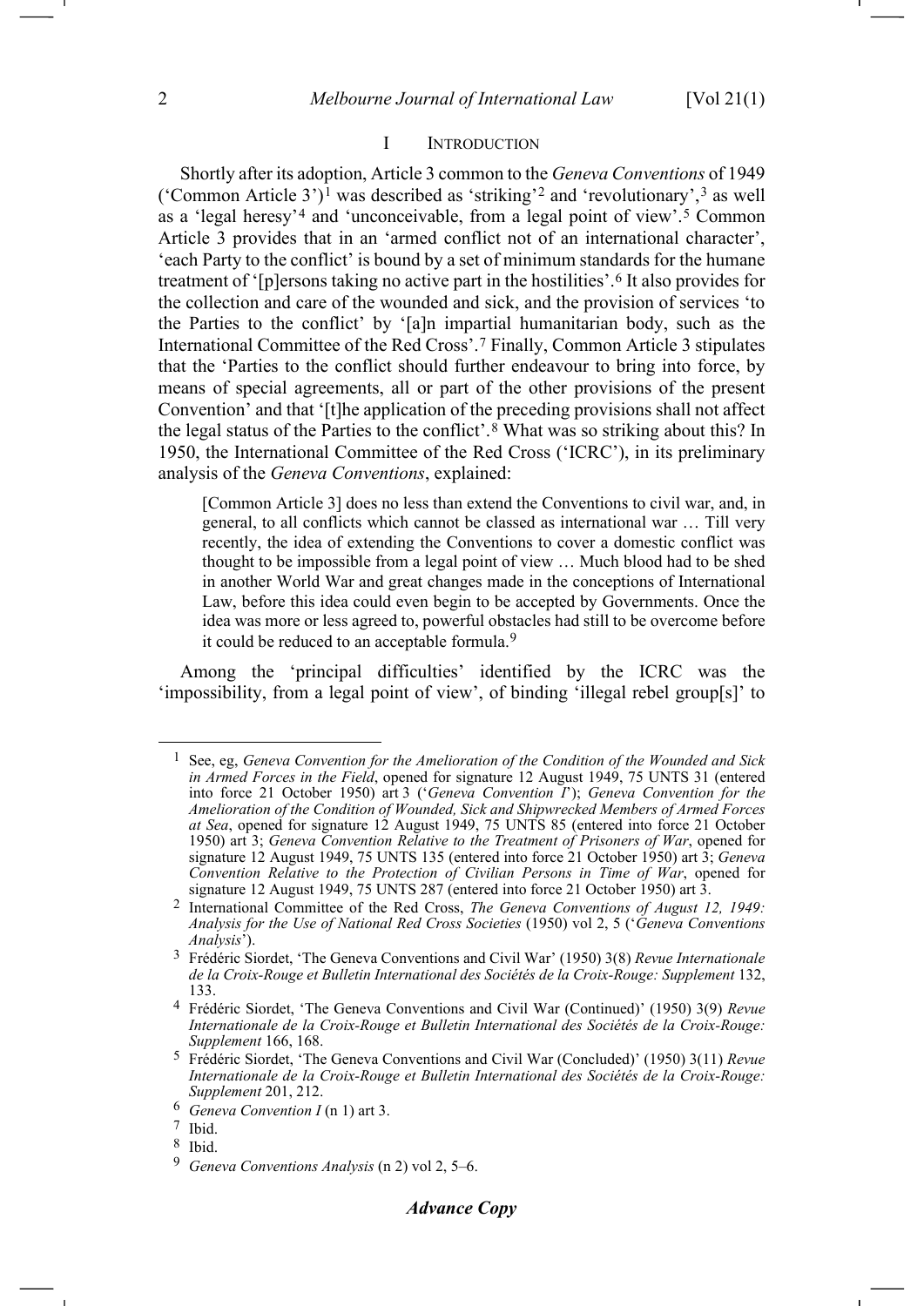# I Introduction

Shortly after its adoption, Article 3 common to the *Geneva Conventions* of 1949 ('Common Article 3')[1] was described as 'striking'[2] and 'revolutionary',[3] as well as a 'legal heresy'[4] and 'unconceivable, from a legal point of view'.[5] Common Article 3 provides that in an 'armed conflict not of an international character', 'each Party to the conflict' is bound by a set of minimum standards for the humane treatment of '[p]ersons taking no active part in the hostilities'.[6] It also provides for the collection and care of the wounded and sick, and the provision of services 'to the Parties to the conflict' by '[a]n impartial humanitarian body, such as the International Committee of the Red Cross'.[7] Finally, Common Article 3 stipulates that the 'Parties to the conflict should further endeavour to bring into force, by means of special agreements, all or part of the other provisions of the present Convention' and that '[t]he application of the preceding provisions shall not affect the legal status of the Parties to the conflict'.[8] What was so striking about this? In 1950, the International Committee of the Red Cross ('ICRC'), in its preliminary analysis of the *Geneva Conventions*, explained:

> [Common Article 3] does no less than extend the Conventions to civil war, and, in general, to all conflicts which cannot be classed as international war … Till very recently, the idea of extending the Conventions to cover a domestic conflict was thought to be impossible from a legal point of view … Much blood had to be shed in another World War and great changes made in the conceptions of International Law, before this idea could even begin to be accepted by Governments. Once the idea was more or less agreed to, powerful obstacles had still to be overcome before it could be reduced to an acceptable formula.[9]

Among the 'principal difficulties' identified by the ICRC was the 'impossibility, from a legal point of view', of binding 'illegal rebel group[s]' to

---

[1] See, eg, *Geneva Convention for the Amelioration of the Condition of the Wounded and Sick in Armed Forces in the Field*, opened for signature 12 August 1949, 75 UNTS 31 (entered into force 21 October 1950) art 3 ('*Geneva Convention I*'); *Geneva Convention for the Amelioration of the Condition of Wounded, Sick and Shipwrecked Members of Armed Forces at Sea*, opened for signature 12 August 1949, 75 UNTS 85 (entered into force 21 October 1950) art 3; *Geneva Convention Relative to the Treatment of Prisoners of War*, opened for signature 12 August 1949, 75 UNTS 135 (entered into force 21 October 1950) art 3; *Geneva Convention Relative to the Protection of Civilian Persons in Time of War*, opened for signature 12 August 1949, 75 UNTS 287 (entered into force 21 October 1950) art 3.

[2] International Committee of the Red Cross, *The Geneva Conventions of August 12, 1949: Analysis for the Use of National Red Cross Societies* (1950) vol 2, 5 ('*Geneva Conventions Analysis*').

[3] Frédéric Siordet, 'The Geneva Conventions and Civil War' (1950) 3(8) *Revue Internationale de la Croix-Rouge et Bulletin International des Sociétés de la Croix-Rouge: Supplement* 132, 133.

[4] Frédéric Siordet, 'The Geneva Conventions and Civil War (Continued)' (1950) 3(9) *Revue Internationale de la Croix-Rouge et Bulletin International des Sociétés de la Croix-Rouge: Supplement* 166, 168.

[5] Frédéric Siordet, 'The Geneva Conventions and Civil War (Concluded)' (1950) 3(11) *Revue Internationale de la Croix-Rouge et Bulletin International des Sociétés de la Croix-Rouge: Supplement* 201, 212.

[6] *Geneva Convention I* (n 1) art 3.

[7] Ibid.

[8] Ibid.

[9] *Geneva Conventions Analysis* (n 2) vol 2, 5–6.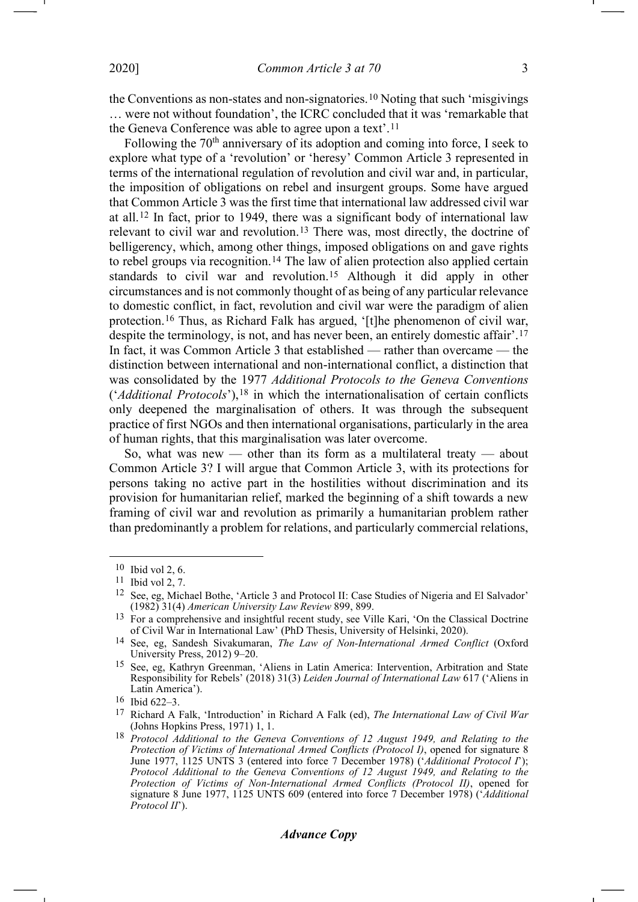the Conventions as non-states and non-signatories.[10] Noting that such 'misgivings … were not without foundation', the ICRC concluded that it was 'remarkable that the Geneva Conference was able to agree upon a text'.[11]

Following the 70th anniversary of its adoption and coming into force, I seek to explore what type of a 'revolution' or 'heresy' Common Article 3 represented in terms of the international regulation of revolution and civil war and, in particular, the imposition of obligations on rebel and insurgent groups. Some have argued that Common Article 3 was the first time that international law addressed civil war at all.[12] In fact, prior to 1949, there was a significant body of international law relevant to civil war and revolution.[13] There was, most directly, the doctrine of belligerency, which, among other things, imposed obligations on and gave rights to rebel groups via recognition.[14] The law of alien protection also applied certain standards to civil war and revolution.[15] Although it did apply in other circumstances and is not commonly thought of as being of any particular relevance to domestic conflict, in fact, revolution and civil war were the paradigm of alien protection.[16] Thus, as Richard Falk has argued, '[t]he phenomenon of civil war, despite the terminology, is not, and has never been, an entirely domestic affair'.[17] In fact, it was Common Article 3 that established — rather than overcame — the distinction between international and non-international conflict, a distinction that was consolidated by the 1977 *Additional Protocols to the Geneva Conventions* ('*Additional Protocols*'),[18] in which the internationalisation of certain conflicts only deepened the marginalisation of others. It was through the subsequent practice of first NGOs and then international organisations, particularly in the area of human rights, that this marginalisation was later overcome.

So, what was new — other than its form as a multilateral treaty — about Common Article 3? I will argue that Common Article 3, with its protections for persons taking no active part in the hostilities without discrimination and its provision for humanitarian relief, marked the beginning of a shift towards a new framing of civil war and revolution as primarily a humanitarian problem rather than predominantly a problem for relations, and particularly commercial relations,

---

[10] Ibid vol 2, 6.

[11] Ibid vol 2, 7.

[12] See, eg, Michael Bothe, 'Article 3 and Protocol II: Case Studies of Nigeria and El Salvador' (1982) 31(4) *American University Law Review* 899, 899.

[13] For a comprehensive and insightful recent study, see Ville Kari, 'On the Classical Doctrine of Civil War in International Law' (PhD Thesis, University of Helsinki, 2020).

[14] See, eg, Sandesh Sivakumaran, *The Law of Non-International Armed Conflict* (Oxford University Press, 2012) 9–20.

[15] See, eg, Kathryn Greenman, 'Aliens in Latin America: Intervention, Arbitration and State Responsibility for Rebels' (2018) 31(3) *Leiden Journal of International Law* 617 ('Aliens in Latin America').

[16] Ibid 622–3.

[17] Richard A Falk, 'Introduction' in Richard A Falk (ed), *The International Law of Civil War* (Johns Hopkins Press, 1971) 1, 1.

[18] *Protocol Additional to the Geneva Conventions of 12 August 1949, and Relating to the Protection of Victims of International Armed Conflicts (Protocol I)*, opened for signature 8 June 1977, 1125 UNTS 3 (entered into force 7 December 1978) ('*Additional Protocol I*'); *Protocol Additional to the Geneva Conventions of 12 August 1949, and Relating to the Protection of Victims of Non-International Armed Conflicts (Protocol II)*, opened for signature 8 June 1977, 1125 UNTS 609 (entered into force 7 December 1978) ('*Additional Protocol II*').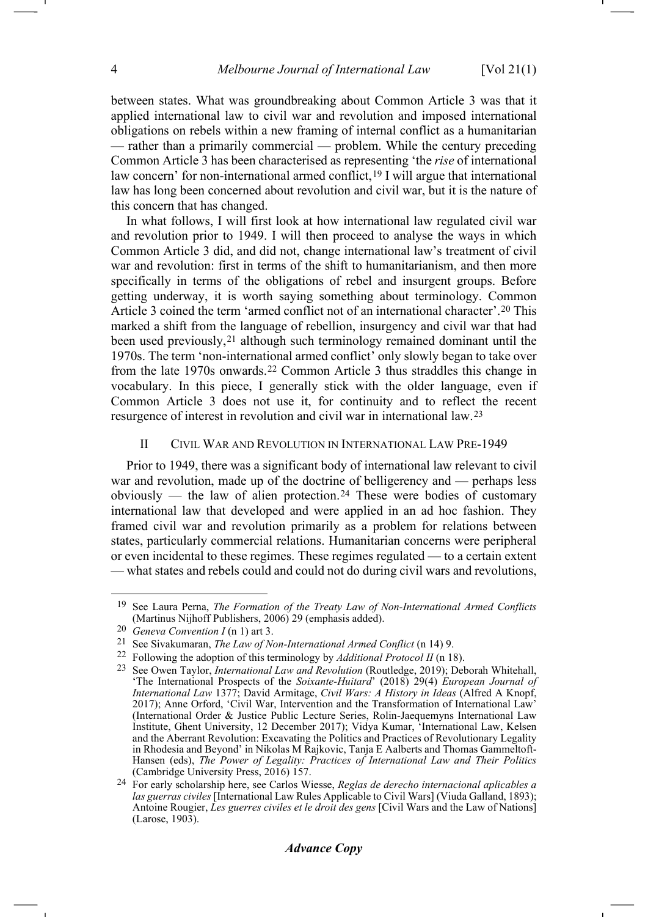between states. What was groundbreaking about Common Article 3 was that it applied international law to civil war and revolution and imposed international obligations on rebels within a new framing of internal conflict as a humanitarian — rather than a primarily commercial — problem. While the century preceding Common Article 3 has been characterised as representing 'the *rise* of international law concern' for non-international armed conflict,[19] I will argue that international law has long been concerned about revolution and civil war, but it is the nature of this concern that has changed.

In what follows, I will first look at how international law regulated civil war and revolution prior to 1949. I will then proceed to analyse the ways in which Common Article 3 did, and did not, change international law's treatment of civil war and revolution: first in terms of the shift to humanitarianism, and then more specifically in terms of the obligations of rebel and insurgent groups. Before getting underway, it is worth saying something about terminology. Common Article 3 coined the term 'armed conflict not of an international character'.[20] This marked a shift from the language of rebellion, insurgency and civil war that had been used previously,[21] although such terminology remained dominant until the 1970s. The term 'non-international armed conflict' only slowly began to take over from the late 1970s onwards.[22] Common Article 3 thus straddles this change in vocabulary. In this piece, I generally stick with the older language, even if Common Article 3 does not use it, for continuity and to reflect the recent resurgence of interest in revolution and civil war in international law.[23]

## II Civil War and Revolution in International Law Pre-1949

Prior to 1949, there was a significant body of international law relevant to civil war and revolution, made up of the doctrine of belligerency and — perhaps less obviously — the law of alien protection.[24] These were bodies of customary international law that developed and were applied in an ad hoc fashion. They framed civil war and revolution primarily as a problem for relations between states, particularly commercial relations. Humanitarian concerns were peripheral or even incidental to these regimes. These regimes regulated — to a certain extent — what states and rebels could and could not do during civil wars and revolutions,

---

[19] See Laura Perna, *The Formation of the Treaty Law of Non-International Armed Conflicts* (Martinus Nijhoff Publishers, 2006) 29 (emphasis added).

[20] *Geneva Convention I* (n 1) art 3.

[21] See Sivakumaran, *The Law of Non-International Armed Conflict* (n 14) 9.

[22] Following the adoption of this terminology by *Additional Protocol II* (n 18).

[23] See Owen Taylor, *International Law and Revolution* (Routledge, 2019); Deborah Whitehall, 'The International Prospects of the *Soixante-Huitard*' (2018) 29(4) *European Journal of International Law* 1377; David Armitage, *Civil Wars: A History in Ideas* (Alfred A Knopf, 2017); Anne Orford, 'Civil War, Intervention and the Transformation of International Law' (International Order & Justice Public Lecture Series, Rolin-Jaequemyns International Law Institute, Ghent University, 12 December 2017); Vidya Kumar, 'International Law, Kelsen and the Aberrant Revolution: Excavating the Politics and Practices of Revolutionary Legality in Rhodesia and Beyond' in Nikolas M Rajkovic, Tanja E Aalberts and Thomas Gammeltoft-Hansen (eds), *The Power of Legality: Practices of International Law and Their Politics* (Cambridge University Press, 2016) 157.

[24] For early scholarship here, see Carlos Wiesse, *Reglas de derecho internacional aplicables a las guerras civiles* [International Law Rules Applicable to Civil Wars] (Viuda Galland, 1893); Antoine Rougier, *Les guerres civiles et le droit des gens* [Civil Wars and the Law of Nations] (Larose, 1903).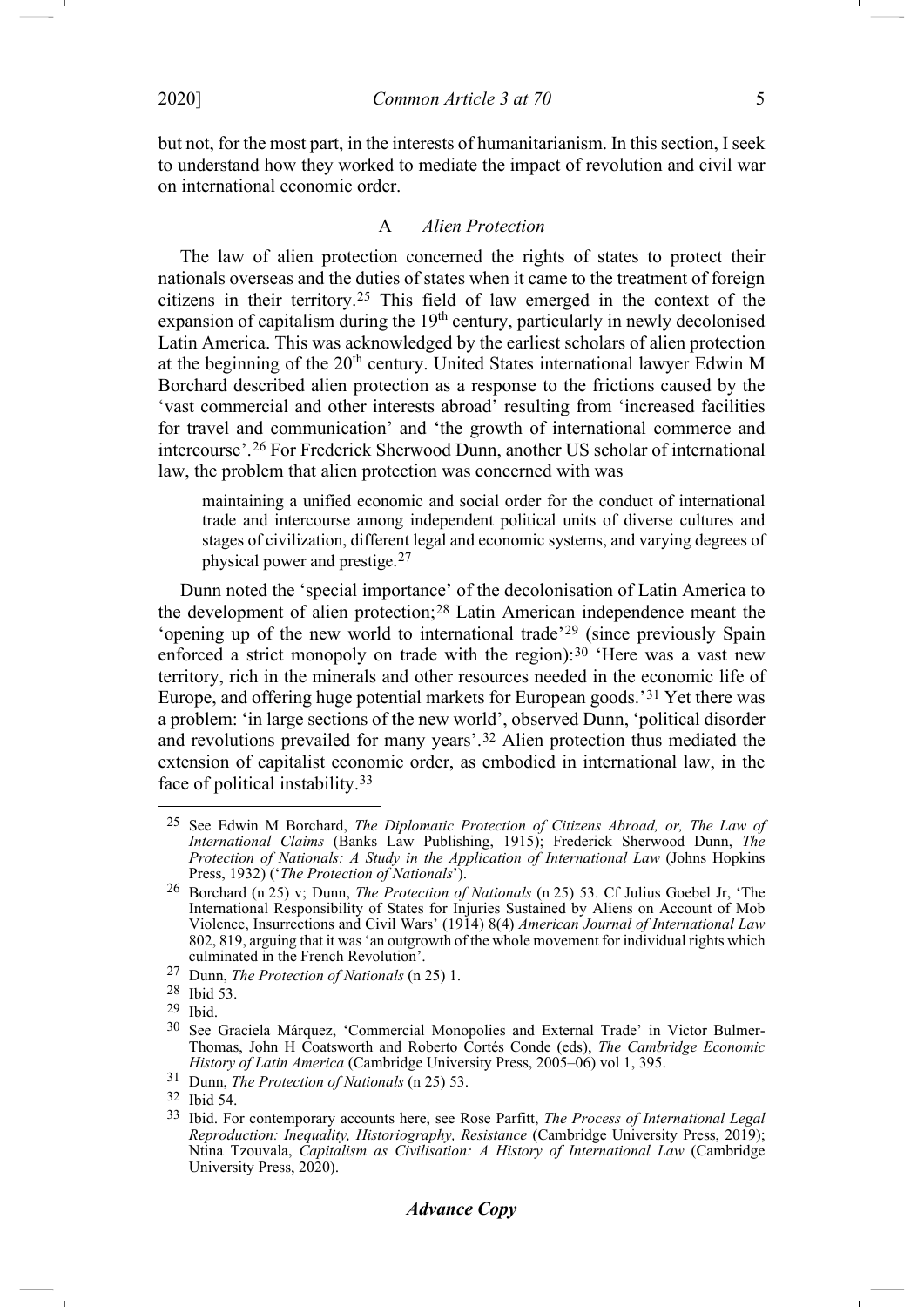but not, for the most part, in the interests of humanitarianism. In this section, I seek to understand how they worked to mediate the impact of revolution and civil war on international economic order.

### A *Alien Protection*

The law of alien protection concerned the rights of states to protect their nationals overseas and the duties of states when it came to the treatment of foreign citizens in their territory.[25] This field of law emerged in the context of the expansion of capitalism during the 19th century, particularly in newly decolonised Latin America. This was acknowledged by the earliest scholars of alien protection at the beginning of the 20th century. United States international lawyer Edwin M Borchard described alien protection as a response to the frictions caused by the 'vast commercial and other interests abroad' resulting from 'increased facilities for travel and communication' and 'the growth of international commerce and intercourse'.[26] For Frederick Sherwood Dunn, another US scholar of international law, the problem that alien protection was concerned with was

> maintaining a unified economic and social order for the conduct of international trade and intercourse among independent political units of diverse cultures and stages of civilization, different legal and economic systems, and varying degrees of physical power and prestige.[27]

Dunn noted the 'special importance' of the decolonisation of Latin America to the development of alien protection;[28] Latin American independence meant the 'opening up of the new world to international trade'[29] (since previously Spain enforced a strict monopoly on trade with the region):[30] 'Here was a vast new territory, rich in the minerals and other resources needed in the economic life of Europe, and offering huge potential markets for European goods.'[31] Yet there was a problem: 'in large sections of the new world', observed Dunn, 'political disorder and revolutions prevailed for many years'.[32] Alien protection thus mediated the extension of capitalist economic order, as embodied in international law, in the face of political instability.[33]

---

[25] See Edwin M Borchard, *The Diplomatic Protection of Citizens Abroad, or, The Law of International Claims* (Banks Law Publishing, 1915); Frederick Sherwood Dunn, *The Protection of Nationals: A Study in the Application of International Law* (Johns Hopkins Press, 1932) ('*The Protection of Nationals*').

[26] Borchard (n 25) v; Dunn, *The Protection of Nationals* (n 25) 53. Cf Julius Goebel Jr, 'The International Responsibility of States for Injuries Sustained by Aliens on Account of Mob Violence, Insurrections and Civil Wars' (1914) 8(4) *American Journal of International Law* 802, 819, arguing that it was 'an outgrowth of the whole movement for individual rights which culminated in the French Revolution'.

[27] Dunn, *The Protection of Nationals* (n 25) 1.

[28] Ibid 53.

[29] Ibid.

[30] See Graciela Márquez, 'Commercial Monopolies and External Trade' in Victor Bulmer-Thomas, John H Coatsworth and Roberto Cortés Conde (eds), *The Cambridge Economic History of Latin America* (Cambridge University Press, 2005–06) vol 1, 395.

[31] Dunn, *The Protection of Nationals* (n 25) 53.

[32] Ibid 54.

[33] Ibid. For contemporary accounts here, see Rose Parfitt, *The Process of International Legal Reproduction: Inequality, Historiography, Resistance* (Cambridge University Press, 2019); Ntina Tzouvala, *Capitalism as Civilisation: A History of International Law* (Cambridge University Press, 2020).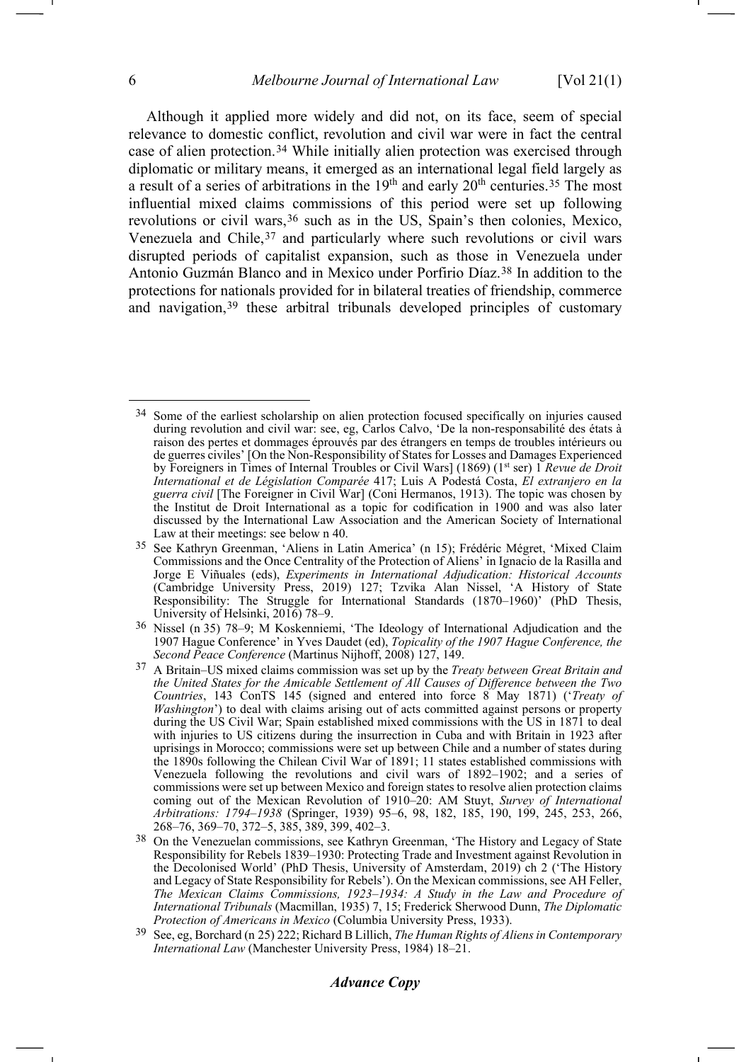Although it applied more widely and did not, on its face, seem of special relevance to domestic conflict, revolution and civil war were in fact the central case of alien protection.[34] While initially alien protection was exercised through diplomatic or military means, it emerged as an international legal field largely as a result of a series of arbitrations in the 19th and early 20th centuries.[35] The most influential mixed claims commissions of this period were set up following revolutions or civil wars,[36] such as in the US, Spain's then colonies, Mexico, Venezuela and Chile,[37] and particularly where such revolutions or civil wars disrupted periods of capitalist expansion, such as those in Venezuela under Antonio Guzmán Blanco and in Mexico under Porfirio Díaz.[38] In addition to the protections for nationals provided for in bilateral treaties of friendship, commerce and navigation,[39] these arbitral tribunals developed principles of customary

---

34 Some of the earliest scholarship on alien protection focused specifically on injuries caused during revolution and civil war: see, eg, Carlos Calvo, 'De la non-responsabilité des états à raison des pertes et dommages éprouvés par des étrangers en temps de troubles intérieurs ou de guerres civiles' [On the Non-Responsibility of States for Losses and Damages Experienced by Foreigners in Times of Internal Troubles or Civil Wars] (1869) (1st ser) 1 *Revue de Droit International et de Législation Comparée* 417; Luis A Podestá Costa, *El extranjero en la guerra civil* [The Foreigner in Civil War] (Coni Hermanos, 1913). The topic was chosen by the Institut de Droit International as a topic for codification in 1900 and was also later discussed by the International Law Association and the American Society of International Law at their meetings: see below n 40.

35 See Kathryn Greenman, 'Aliens in Latin America' (n 15); Frédéric Mégret, 'Mixed Claim Commissions and the Once Centrality of the Protection of Aliens' in Ignacio de la Rasilla and Jorge E Viñuales (eds), *Experiments in International Adjudication: Historical Accounts* (Cambridge University Press, 2019) 127; Tzvika Alan Nissel, 'A History of State Responsibility: The Struggle for International Standards (1870–1960)' (PhD Thesis, University of Helsinki, 2016) 78–9.

36 Nissel (n 35) 78–9; M Koskenniemi, 'The Ideology of International Adjudication and the 1907 Hague Conference' in Yves Daudet (ed), *Topicality of the 1907 Hague Conference, the Second Peace Conference* (Martinus Nijhoff, 2008) 127, 149.

37 A Britain–US mixed claims commission was set up by the *Treaty between Great Britain and the United States for the Amicable Settlement of All Causes of Difference between the Two Countries*, 143 ConTS 145 (signed and entered into force 8 May 1871) ('*Treaty of Washington*') to deal with claims arising out of acts committed against persons or property during the US Civil War; Spain established mixed commissions with the US in 1871 to deal with injuries to US citizens during the insurrection in Cuba and with Britain in 1923 after uprisings in Morocco; commissions were set up between Chile and a number of states during the 1890s following the Chilean Civil War of 1891; 11 states established commissions with Venezuela following the revolutions and civil wars of 1892–1902; and a series of commissions were set up between Mexico and foreign states to resolve alien protection claims coming out of the Mexican Revolution of 1910–20: AM Stuyt, *Survey of International Arbitrations: 1794–1938* (Springer, 1939) 95–6, 98, 182, 185, 190, 199, 245, 253, 266, 268–76, 369–70, 372–5, 385, 389, 399, 402–3.

38 On the Venezuelan commissions, see Kathryn Greenman, 'The History and Legacy of State Responsibility for Rebels 1839–1930: Protecting Trade and Investment against Revolution in the Decolonised World' (PhD Thesis, University of Amsterdam, 2019) ch 2 ('The History and Legacy of State Responsibility for Rebels'). On the Mexican commissions, see AH Feller, *The Mexican Claims Commissions, 1923–1934: A Study in the Law and Procedure of International Tribunals* (Macmillan, 1935) 7, 15; Frederick Sherwood Dunn, *The Diplomatic Protection of Americans in Mexico* (Columbia University Press, 1933).

39 See, eg, Borchard (n 25) 222; Richard B Lillich, *The Human Rights of Aliens in Contemporary International Law* (Manchester University Press, 1984) 18–21.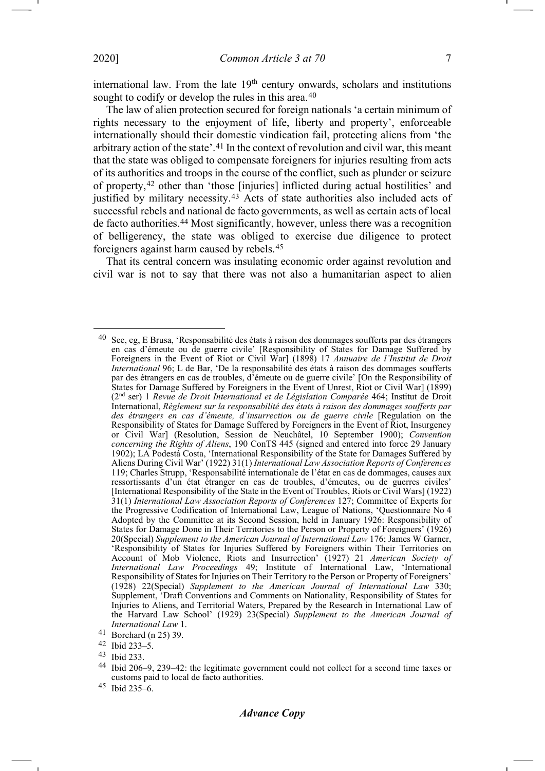international law. From the late 19th century onwards, scholars and institutions sought to codify or develop the rules in this area.[40]

The law of alien protection secured for foreign nationals 'a certain minimum of rights necessary to the enjoyment of life, liberty and property', enforceable internationally should their domestic vindication fail, protecting aliens from 'the arbitrary action of the state'.[41] In the context of revolution and civil war, this meant that the state was obliged to compensate foreigners for injuries resulting from acts of its authorities and troops in the course of the conflict, such as plunder or seizure of property,[42] other than 'those [injuries] inflicted during actual hostilities' and justified by military necessity.[43] Acts of state authorities also included acts of successful rebels and national de facto governments, as well as certain acts of local de facto authorities.[44] Most significantly, however, unless there was a recognition of belligerency, the state was obliged to exercise due diligence to protect foreigners against harm caused by rebels.[45]

That its central concern was insulating economic order against revolution and civil war is not to say that there was not also a humanitarian aspect to alien

---

[40] See, eg, E Brusa, 'Responsabilité des états à raison des dommages soufferts par des étrangers en cas d'émeute ou de guerre civile' [Responsibility of States for Damage Suffered by Foreigners in the Event of Riot or Civil War] (1898) 17 *Annuaire de l'Institut de Droit International* 96; L de Bar, 'De la responsabilité des états à raison des dommages soufferts par des étrangers en cas de troubles, d'émeute ou de guerre civile' [On the Responsibility of States for Damage Suffered by Foreigners in the Event of Unrest, Riot or Civil War] (1899) (2nd ser) 1 *Revue de Droit International et de Législation Comparée* 464; Institut de Droit International, *Règlement sur la responsabilité des états à raison des dommages soufferts par des étrangers en cas d'émeute, d'insurrection ou de guerre civile* [Regulation on the Responsibility of States for Damage Suffered by Foreigners in the Event of Riot, Insurgency or Civil War] (Resolution, Session de Neuchâtel, 10 September 1900); *Convention concerning the Rights of Aliens*, 190 ConTS 445 (signed and entered into force 29 January 1902); LA Podestá Costa, 'International Responsibility of the State for Damages Suffered by Aliens During Civil War' (1922) 31(1) *International Law Association Reports of Conferences* 119; Charles Strupp, 'Responsabilité internationale de l'état en cas de dommages, causes aux ressortissants d'un état étranger en cas de troubles, d'émeutes, ou de guerres civiles' [International Responsibility of the State in the Event of Troubles, Riots or Civil Wars] (1922) 31(1) *International Law Association Reports of Conferences* 127; Committee of Experts for the Progressive Codification of International Law, League of Nations, 'Questionnaire No 4 Adopted by the Committee at its Second Session, held in January 1926: Responsibility of States for Damage Done in Their Territories to the Person or Property of Foreigners' (1926) 20(Special) *Supplement to the American Journal of International Law* 176; James W Garner, 'Responsibility of States for Injuries Suffered by Foreigners within Their Territories on Account of Mob Violence, Riots and Insurrection' (1927) 21 *American Society of International Law Proceedings* 49; Institute of International Law, 'International Responsibility of States for Injuries on Their Territory to the Person or Property of Foreigners' (1928) 22(Special) *Supplement to the American Journal of International Law* 330; Supplement, 'Draft Conventions and Comments on Nationality, Responsibility of States for Injuries to Aliens, and Territorial Waters, Prepared by the Research in International Law of the Harvard Law School' (1929) 23(Special) *Supplement to the American Journal of International Law* 1.

[41] Borchard (n 25) 39.

[42] Ibid 233–5.

[43] Ibid 233.

[44] Ibid 206–9, 239–42: the legitimate government could not collect for a second time taxes or customs paid to local de facto authorities.

[45] Ibid 235–6.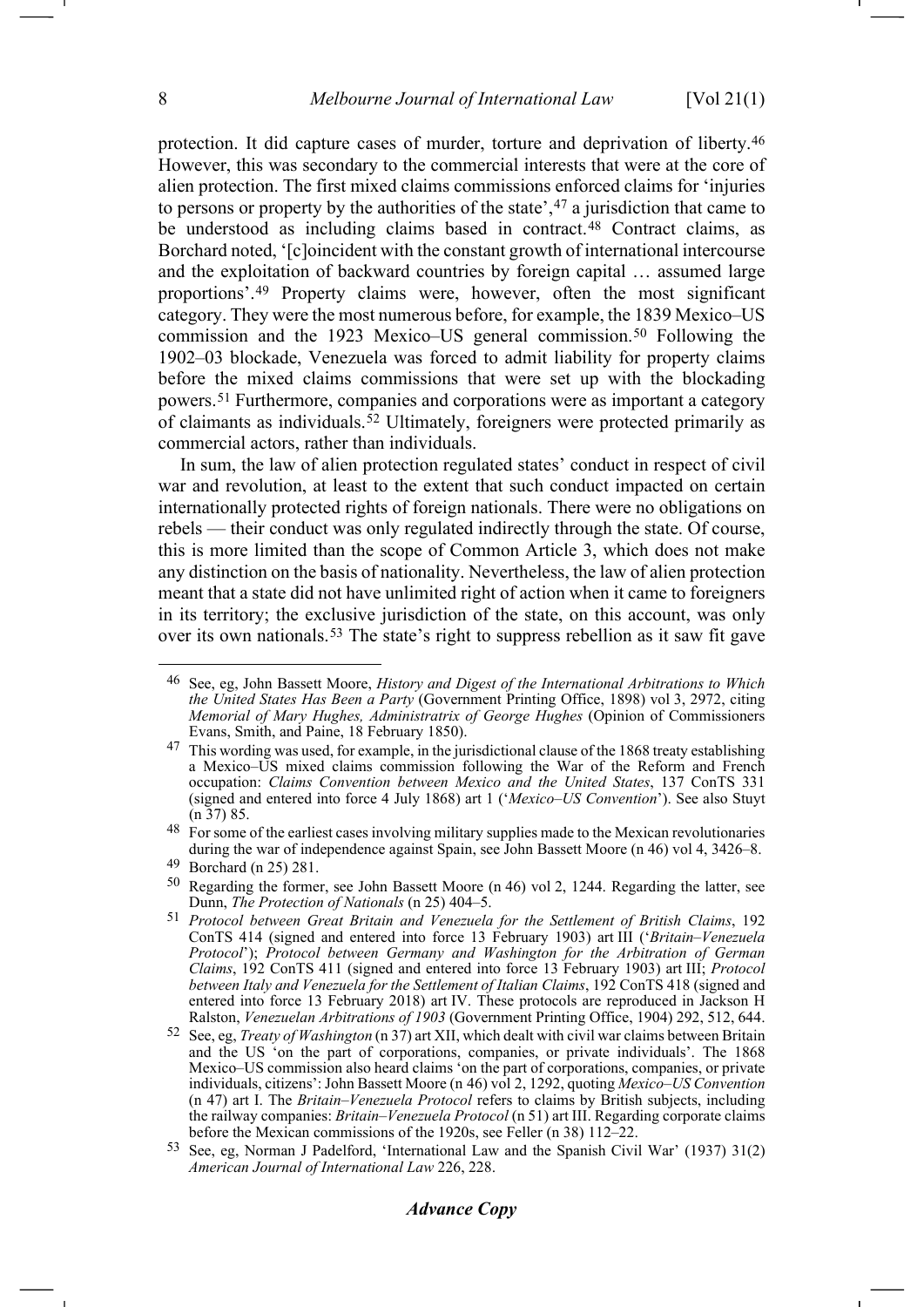protection. It did capture cases of murder, torture and deprivation of liberty.[46] However, this was secondary to the commercial interests that were at the core of alien protection. The first mixed claims commissions enforced claims for 'injuries to persons or property by the authorities of the state',[47] a jurisdiction that came to be understood as including claims based in contract.[48] Contract claims, as Borchard noted, '[c]oincident with the constant growth of international intercourse and the exploitation of backward countries by foreign capital … assumed large proportions'.[49] Property claims were, however, often the most significant category. They were the most numerous before, for example, the 1839 Mexico–US commission and the 1923 Mexico–US general commission.[50] Following the 1902–03 blockade, Venezuela was forced to admit liability for property claims before the mixed claims commissions that were set up with the blockading powers.[51] Furthermore, companies and corporations were as important a category of claimants as individuals.[52] Ultimately, foreigners were protected primarily as commercial actors, rather than individuals.

In sum, the law of alien protection regulated states' conduct in respect of civil war and revolution, at least to the extent that such conduct impacted on certain internationally protected rights of foreign nationals. There were no obligations on rebels — their conduct was only regulated indirectly through the state. Of course, this is more limited than the scope of Common Article 3, which does not make any distinction on the basis of nationality. Nevertheless, the law of alien protection meant that a state did not have unlimited right of action when it came to foreigners in its territory; the exclusive jurisdiction of the state, on this account, was only over its own nationals.[53] The state's right to suppress rebellion as it saw fit gave

---

[46] See, eg, John Bassett Moore, *History and Digest of the International Arbitrations to Which the United States Has Been a Party* (Government Printing Office, 1898) vol 3, 2972, citing *Memorial of Mary Hughes, Administratrix of George Hughes* (Opinion of Commissioners Evans, Smith, and Paine, 18 February 1850).

[47] This wording was used, for example, in the jurisdictional clause of the 1868 treaty establishing a Mexico–US mixed claims commission following the War of the Reform and French occupation: *Claims Convention between Mexico and the United States*, 137 ConTS 331 (signed and entered into force 4 July 1868) art 1 ('*Mexico–US Convention*'). See also Stuyt (n 37) 85.

[48] For some of the earliest cases involving military supplies made to the Mexican revolutionaries during the war of independence against Spain, see John Bassett Moore (n 46) vol 4, 3426–8.

[49] Borchard (n 25) 281.

[50] Regarding the former, see John Bassett Moore (n 46) vol 2, 1244. Regarding the latter, see Dunn, *The Protection of Nationals* (n 25) 404–5.

[51] *Protocol between Great Britain and Venezuela for the Settlement of British Claims*, 192 ConTS 414 (signed and entered into force 13 February 1903) art III ('*Britain–Venezuela Protocol*'); *Protocol between Germany and Washington for the Arbitration of German Claims*, 192 ConTS 411 (signed and entered into force 13 February 1903) art III; *Protocol between Italy and Venezuela for the Settlement of Italian Claims*, 192 ConTS 418 (signed and entered into force 13 February 2018) art IV. These protocols are reproduced in Jackson H Ralston, *Venezuelan Arbitrations of 1903* (Government Printing Office, 1904) 292, 512, 644.

[52] See, eg, *Treaty of Washington* (n 37) art XII, which dealt with civil war claims between Britain and the US 'on the part of corporations, companies, or private individuals'. The 1868 Mexico–US commission also heard claims 'on the part of corporations, companies, or private individuals, citizens': John Bassett Moore (n 46) vol 2, 1292, quoting *Mexico–US Convention* (n 47) art I. The *Britain–Venezuela Protocol* refers to claims by British subjects, including the railway companies: *Britain–Venezuela Protocol* (n 51) art III. Regarding corporate claims before the Mexican commissions of the 1920s, see Feller (n 38) 112–22.

[53] See, eg, Norman J Padelford, 'International Law and the Spanish Civil War' (1937) 31(2) *American Journal of International Law* 226, 228.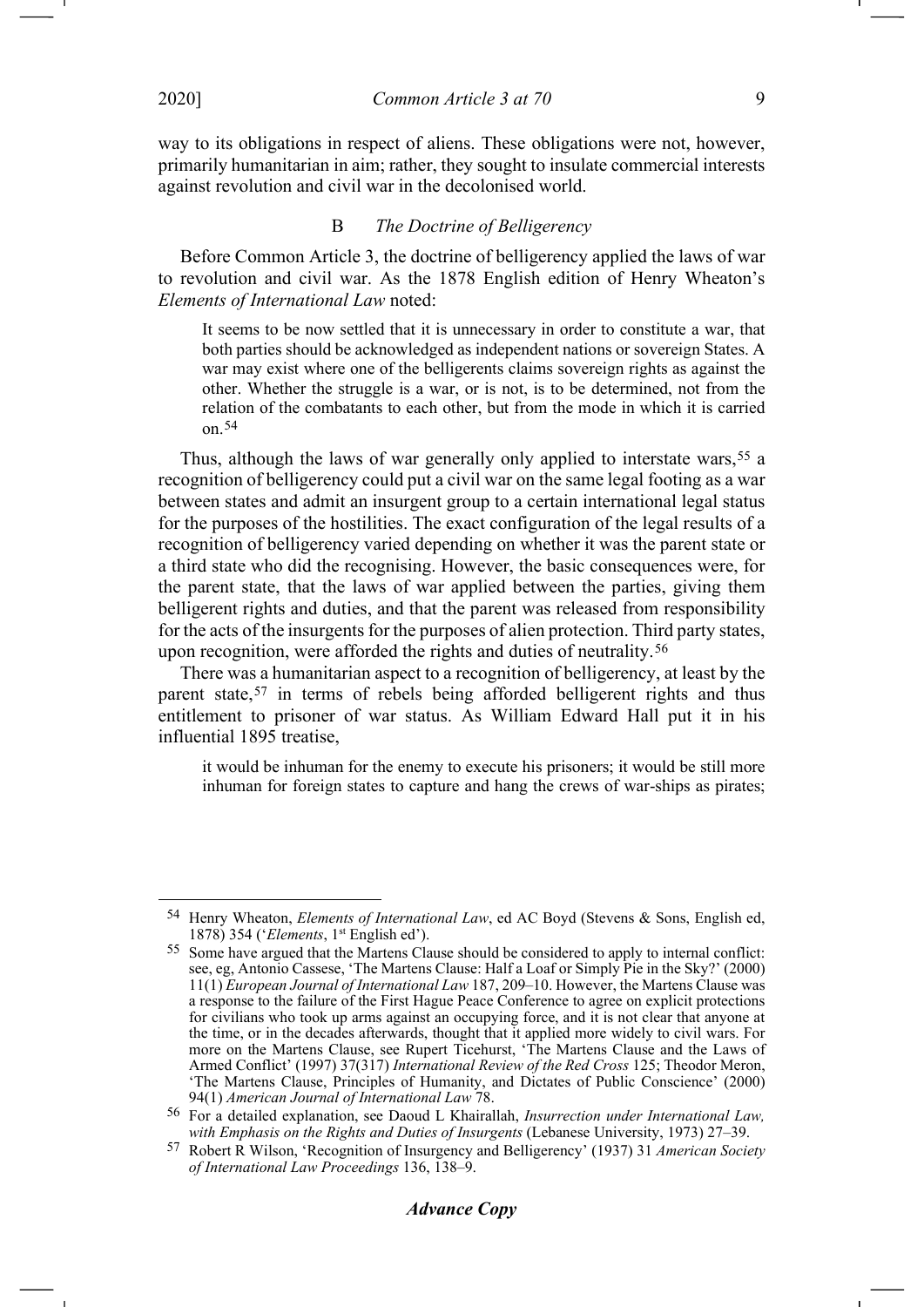way to its obligations in respect of aliens. These obligations were not, however, primarily humanitarian in aim; rather, they sought to insulate commercial interests against revolution and civil war in the decolonised world.

### B *The Doctrine of Belligerency*

Before Common Article 3, the doctrine of belligerency applied the laws of war to revolution and civil war. As the 1878 English edition of Henry Wheaton's *Elements of International Law* noted:

> It seems to be now settled that it is unnecessary in order to constitute a war, that both parties should be acknowledged as independent nations or sovereign States. A war may exist where one of the belligerents claims sovereign rights as against the other. Whether the struggle is a war, or is not, is to be determined, not from the relation of the combatants to each other, but from the mode in which it is carried on.[54]

Thus, although the laws of war generally only applied to interstate wars,[55] a recognition of belligerency could put a civil war on the same legal footing as a war between states and admit an insurgent group to a certain international legal status for the purposes of the hostilities. The exact configuration of the legal results of a recognition of belligerency varied depending on whether it was the parent state or a third state who did the recognising. However, the basic consequences were, for the parent state, that the laws of war applied between the parties, giving them belligerent rights and duties, and that the parent was released from responsibility for the acts of the insurgents for the purposes of alien protection. Third party states, upon recognition, were afforded the rights and duties of neutrality.[56]

There was a humanitarian aspect to a recognition of belligerency, at least by the parent state,[57] in terms of rebels being afforded belligerent rights and thus entitlement to prisoner of war status. As William Edward Hall put it in his influential 1895 treatise,

> it would be inhuman for the enemy to execute his prisoners; it would be still more inhuman for foreign states to capture and hang the crews of war-ships as pirates;

---

[54] Henry Wheaton, *Elements of International Law*, ed AC Boyd (Stevens & Sons, English ed, 1878) 354 ('*Elements*, 1st English ed').

[55] Some have argued that the Martens Clause should be considered to apply to internal conflict: see, eg, Antonio Cassese, 'The Martens Clause: Half a Loaf or Simply Pie in the Sky?' (2000) 11(1) *European Journal of International Law* 187, 209–10. However, the Martens Clause was a response to the failure of the First Hague Peace Conference to agree on explicit protections for civilians who took up arms against an occupying force, and it is not clear that anyone at the time, or in the decades afterwards, thought that it applied more widely to civil wars. For more on the Martens Clause, see Rupert Ticehurst, 'The Martens Clause and the Laws of Armed Conflict' (1997) 37(317) *International Review of the Red Cross* 125; Theodor Meron, 'The Martens Clause, Principles of Humanity, and Dictates of Public Conscience' (2000) 94(1) *American Journal of International Law* 78.

[56] For a detailed explanation, see Daoud L Khairallah, *Insurrection under International Law, with Emphasis on the Rights and Duties of Insurgents* (Lebanese University, 1973) 27–39.

[57] Robert R Wilson, 'Recognition of Insurgency and Belligerency' (1937) 31 *American Society of International Law Proceedings* 136, 138–9.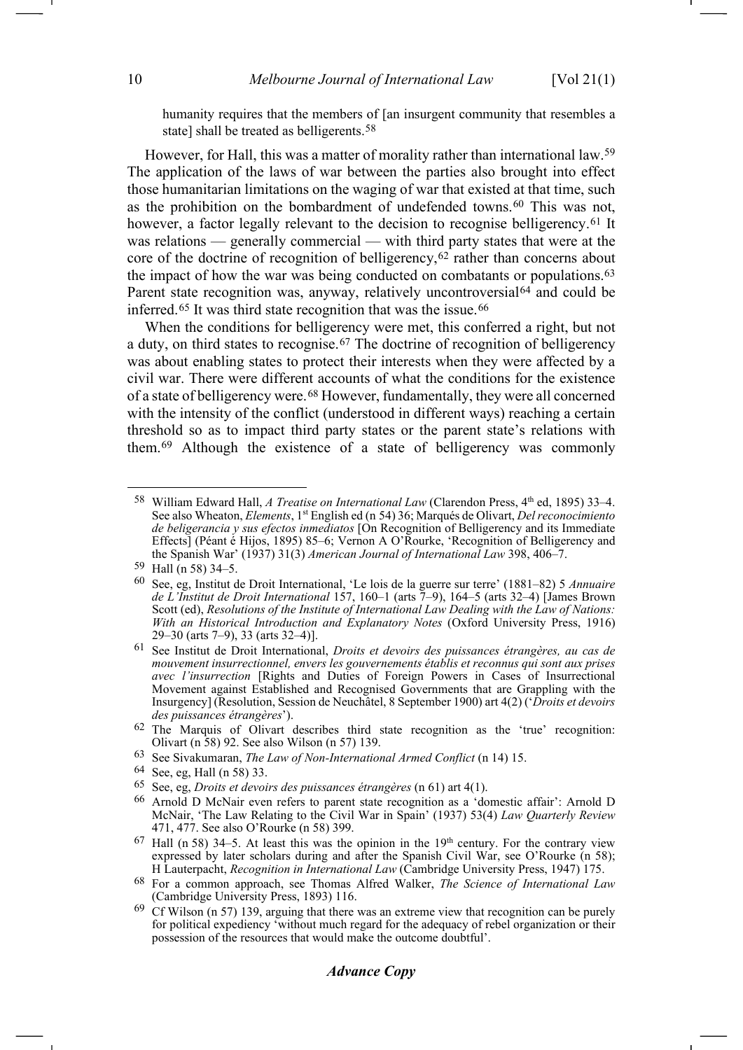humanity requires that the members of [an insurgent community that resembles a state] shall be treated as belligerents.[58]

However, for Hall, this was a matter of morality rather than international law.[59] The application of the laws of war between the parties also brought into effect those humanitarian limitations on the waging of war that existed at that time, such as the prohibition on the bombardment of undefended towns.[60] This was not, however, a factor legally relevant to the decision to recognise belligerency.[61] It was relations — generally commercial — with third party states that were at the core of the doctrine of recognition of belligerency,[62] rather than concerns about the impact of how the war was being conducted on combatants or populations.[63] Parent state recognition was, anyway, relatively uncontroversial[64] and could be inferred.[65] It was third state recognition that was the issue.[66]

When the conditions for belligerency were met, this conferred a right, but not a duty, on third states to recognise.[67] The doctrine of recognition of belligerency was about enabling states to protect their interests when they were affected by a civil war. There were different accounts of what the conditions for the existence of a state of belligerency were.[68] However, fundamentally, they were all concerned with the intensity of the conflict (understood in different ways) reaching a certain threshold so as to impact third party states or the parent state's relations with them.[69] Although the existence of a state of belligerency was commonly

---

[58] William Edward Hall, *A Treatise on International Law* (Clarendon Press, 4th ed, 1895) 33–4. See also Wheaton, *Elements*, 1st English ed (n 54) 36; Marqués de Olivart, *Del reconocimiento de beligerancia y sus efectos inmediatos* [On Recognition of Belligerency and its Immediate Effects] (Péant é Hijos, 1895) 85–6; Vernon A O'Rourke, 'Recognition of Belligerency and the Spanish War' (1937) 31(3) *American Journal of International Law* 398, 406–7.

[59] Hall (n 58) 34–5.

[60] See, eg, Institut de Droit International, 'Le lois de la guerre sur terre' (1881–82) 5 *Annuaire de L'Institut de Droit International* 157, 160–1 (arts 7–9), 164–5 (arts 32–4) [James Brown Scott (ed), *Resolutions of the Institute of International Law Dealing with the Law of Nations: With an Historical Introduction and Explanatory Notes* (Oxford University Press, 1916) 29–30 (arts 7–9), 33 (arts 32–4)].

[61] See Institut de Droit International, *Droits et devoirs des puissances étrangères, au cas de mouvement insurrectionnel, envers les gouvernements établis et reconnus qui sont aux prises avec l'insurrection* [Rights and Duties of Foreign Powers in Cases of Insurrectional Movement against Established and Recognised Governments that are Grappling with the Insurgency] (Resolution, Session de Neuchâtel, 8 September 1900) art 4(2) ('*Droits et devoirs des puissances étrangères*').

[62] The Marquis of Olivart describes third state recognition as the 'true' recognition: Olivart (n 58) 92. See also Wilson (n 57) 139.

[63] See Sivakumaran, *The Law of Non-International Armed Conflict* (n 14) 15.

[64] See, eg, Hall (n 58) 33.

[65] See, eg, *Droits et devoirs des puissances étrangères* (n 61) art 4(1).

[66] Arnold D McNair even refers to parent state recognition as a 'domestic affair': Arnold D McNair, 'The Law Relating to the Civil War in Spain' (1937) 53(4) *Law Quarterly Review* 471, 477. See also O'Rourke (n 58) 399.

[67] Hall (n 58) 34–5. At least this was the opinion in the 19th century. For the contrary view expressed by later scholars during and after the Spanish Civil War, see O'Rourke (n 58); H Lauterpacht, *Recognition in International Law* (Cambridge University Press, 1947) 175.

[68] For a common approach, see Thomas Alfred Walker, *The Science of International Law* (Cambridge University Press, 1893) 116.

[69] Cf Wilson (n 57) 139, arguing that there was an extreme view that recognition can be purely for political expediency 'without much regard for the adequacy of rebel organization or their possession of the resources that would make the outcome doubtful'.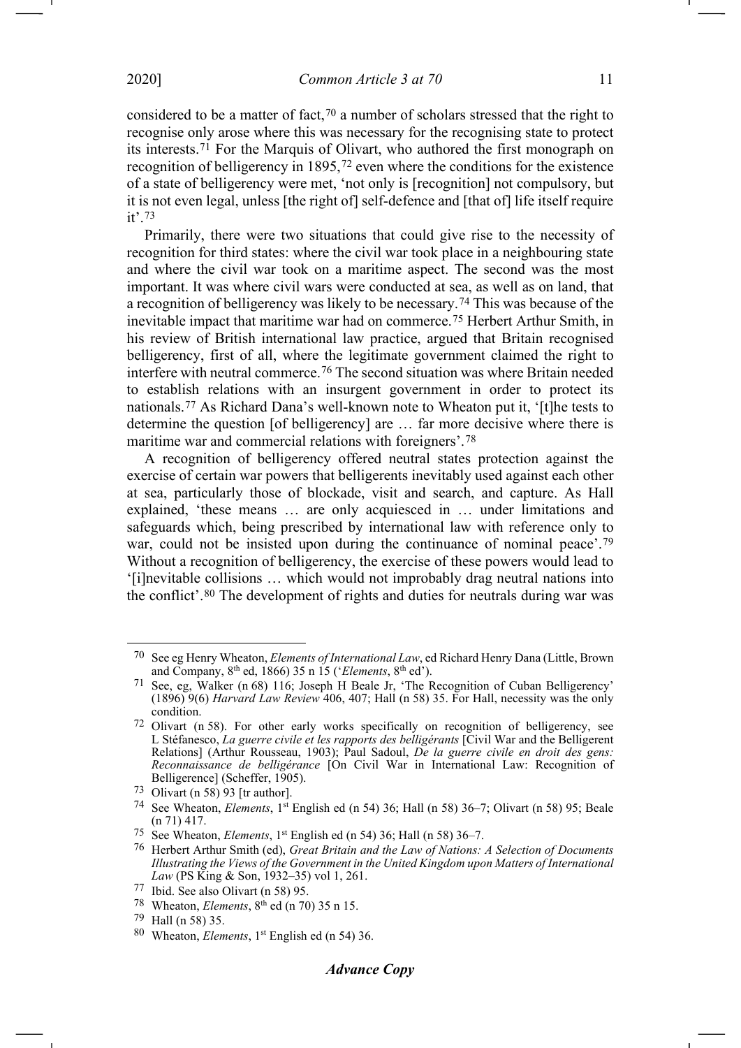considered to be a matter of fact,[70] a number of scholars stressed that the right to recognise only arose where this was necessary for the recognising state to protect its interests.[71] For the Marquis of Olivart, who authored the first monograph on recognition of belligerency in 1895,[72] even where the conditions for the existence of a state of belligerency were met, 'not only is [recognition] not compulsory, but it is not even legal, unless [the right of] self-defence and [that of] life itself require it'.[73]

Primarily, there were two situations that could give rise to the necessity of recognition for third states: where the civil war took place in a neighbouring state and where the civil war took on a maritime aspect. The second was the most important. It was where civil wars were conducted at sea, as well as on land, that a recognition of belligerency was likely to be necessary.[74] This was because of the inevitable impact that maritime war had on commerce.[75] Herbert Arthur Smith, in his review of British international law practice, argued that Britain recognised belligerency, first of all, where the legitimate government claimed the right to interfere with neutral commerce.[76] The second situation was where Britain needed to establish relations with an insurgent government in order to protect its nationals.[77] As Richard Dana's well-known note to Wheaton put it, '[t]he tests to determine the question [of belligerency] are … far more decisive where there is maritime war and commercial relations with foreigners'.[78]

A recognition of belligerency offered neutral states protection against the exercise of certain war powers that belligerents inevitably used against each other at sea, particularly those of blockade, visit and search, and capture. As Hall explained, 'these means … are only acquiesced in … under limitations and safeguards which, being prescribed by international law with reference only to war, could not be insisted upon during the continuance of nominal peace'.[79] Without a recognition of belligerency, the exercise of these powers would lead to '[i]nevitable collisions … which would not improbably drag neutral nations into the conflict'.[80] The development of rights and duties for neutrals during war was

---

[70] See eg Henry Wheaton, *Elements of International Law*, ed Richard Henry Dana (Little, Brown and Company, 8th ed, 1866) 35 n 15 ('*Elements*, 8th ed').

[71] See, eg, Walker (n 68) 116; Joseph H Beale Jr, 'The Recognition of Cuban Belligerency' (1896) 9(6) *Harvard Law Review* 406, 407; Hall (n 58) 35. For Hall, necessity was the only condition.

[72] Olivart (n 58). For other early works specifically on recognition of belligerency, see L Stéfanesco, *La guerre civile et les rapports des belligérants* [Civil War and the Belligerent Relations] (Arthur Rousseau, 1903); Paul Sadoul, *De la guerre civile en droit des gens: Reconnaissance de belligérance* [On Civil War in International Law: Recognition of Belligerence] (Scheffer, 1905).

[73] Olivart (n 58) 93 [tr author].

[74] See Wheaton, *Elements*, 1st English ed (n 54) 36; Hall (n 58) 36–7; Olivart (n 58) 95; Beale (n 71) 417.

[75] See Wheaton, *Elements*, 1st English ed (n 54) 36; Hall (n 58) 36–7.

[76] Herbert Arthur Smith (ed), *Great Britain and the Law of Nations: A Selection of Documents Illustrating the Views of the Government in the United Kingdom upon Matters of International Law* (PS King & Son, 1932–35) vol 1, 261.

[77] Ibid. See also Olivart (n 58) 95.

[78] Wheaton, *Elements*, 8th ed (n 70) 35 n 15.

[79] Hall (n 58) 35.

[80] Wheaton, *Elements*, 1st English ed (n 54) 36.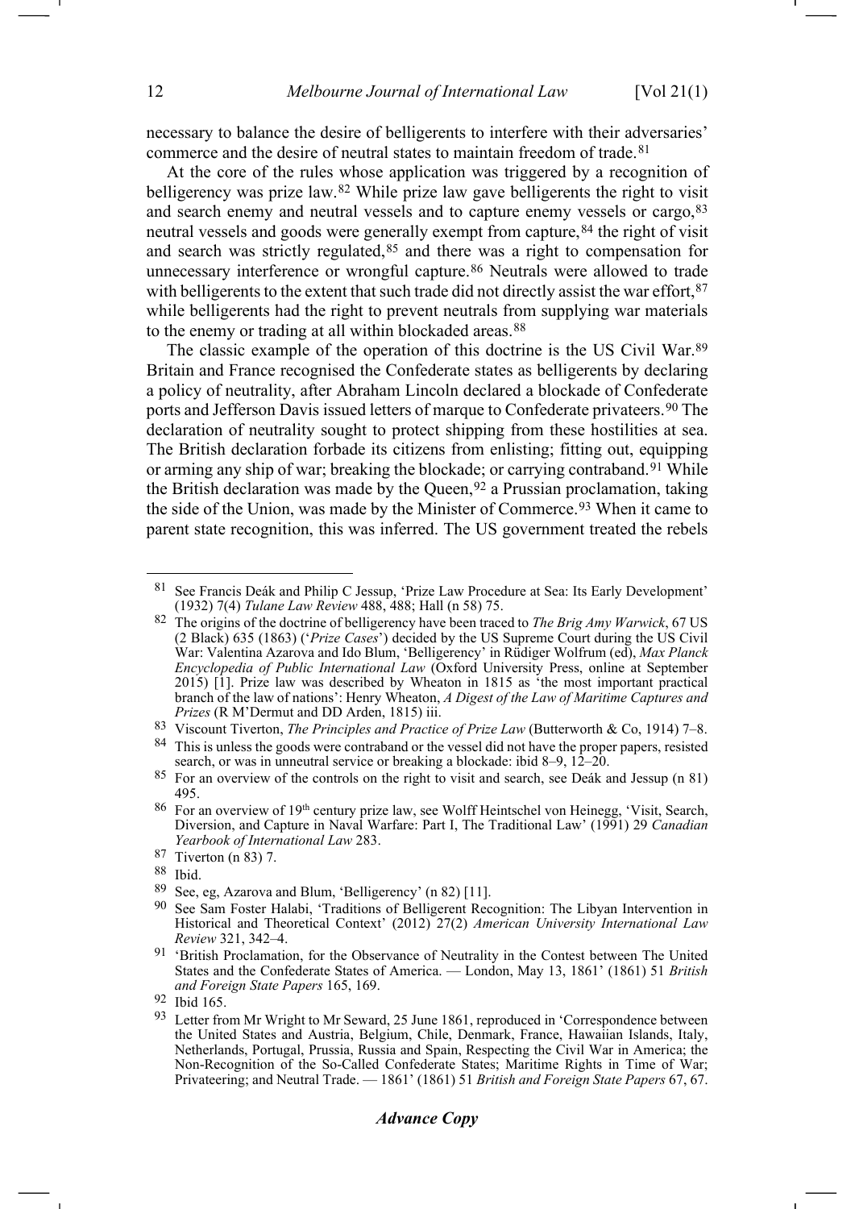necessary to balance the desire of belligerents to interfere with their adversaries' commerce and the desire of neutral states to maintain freedom of trade.[81]

At the core of the rules whose application was triggered by a recognition of belligerency was prize law.[82] While prize law gave belligerents the right to visit and search enemy and neutral vessels and to capture enemy vessels or cargo,[83] neutral vessels and goods were generally exempt from capture,[84] the right of visit and search was strictly regulated,[85] and there was a right to compensation for unnecessary interference or wrongful capture.[86] Neutrals were allowed to trade with belligerents to the extent that such trade did not directly assist the war effort,[87] while belligerents had the right to prevent neutrals from supplying war materials to the enemy or trading at all within blockaded areas.[88]

The classic example of the operation of this doctrine is the US Civil War.[89] Britain and France recognised the Confederate states as belligerents by declaring a policy of neutrality, after Abraham Lincoln declared a blockade of Confederate ports and Jefferson Davis issued letters of marque to Confederate privateers.[90] The declaration of neutrality sought to protect shipping from these hostilities at sea. The British declaration forbade its citizens from enlisting; fitting out, equipping or arming any ship of war; breaking the blockade; or carrying contraband.[91] While the British declaration was made by the Queen,[92] a Prussian proclamation, taking the side of the Union, was made by the Minister of Commerce.[93] When it came to parent state recognition, this was inferred. The US government treated the rebels

---

[81] See Francis Deák and Philip C Jessup, 'Prize Law Procedure at Sea: Its Early Development' (1932) 7(4) *Tulane Law Review* 488, 488; Hall (n 58) 75.

[82] The origins of the doctrine of belligerency have been traced to *The Brig Amy Warwick*, 67 US (2 Black) 635 (1863) ('*Prize Cases*') decided by the US Supreme Court during the US Civil War: Valentina Azarova and Ido Blum, 'Belligerency' in Rüdiger Wolfrum (ed), *Max Planck Encyclopedia of Public International Law* (Oxford University Press, online at September 2015) [1]. Prize law was described by Wheaton in 1815 as 'the most important practical branch of the law of nations': Henry Wheaton, *A Digest of the Law of Maritime Captures and Prizes* (R M'Dermut and DD Arden, 1815) iii.

[83] Viscount Tiverton, *The Principles and Practice of Prize Law* (Butterworth & Co, 1914) 7–8.

[84] This is unless the goods were contraband or the vessel did not have the proper papers, resisted search, or was in unneutral service or breaking a blockade: ibid 8–9, 12–20.

[85] For an overview of the controls on the right to visit and search, see Deák and Jessup (n 81) 495.

[86] For an overview of 19th century prize law, see Wolff Heintschel von Heinegg, 'Visit, Search, Diversion, and Capture in Naval Warfare: Part I, The Traditional Law' (1991) 29 *Canadian Yearbook of International Law* 283.

[87] Tiverton (n 83) 7.

[88] Ibid.

[89] See, eg, Azarova and Blum, 'Belligerency' (n 82) [11].

[90] See Sam Foster Halabi, 'Traditions of Belligerent Recognition: The Libyan Intervention in Historical and Theoretical Context' (2012) 27(2) *American University International Law Review* 321, 342–4.

[91] 'British Proclamation, for the Observance of Neutrality in the Contest between The United States and the Confederate States of America. — London, May 13, 1861' (1861) 51 *British and Foreign State Papers* 165, 169.

[92] Ibid 165.

[93] Letter from Mr Wright to Mr Seward, 25 June 1861, reproduced in 'Correspondence between the United States and Austria, Belgium, Chile, Denmark, France, Hawaiian Islands, Italy, Netherlands, Portugal, Prussia, Russia and Spain, Respecting the Civil War in America; the Non-Recognition of the So-Called Confederate States; Maritime Rights in Time of War; Privateering; and Neutral Trade. — 1861' (1861) 51 *British and Foreign State Papers* 67, 67.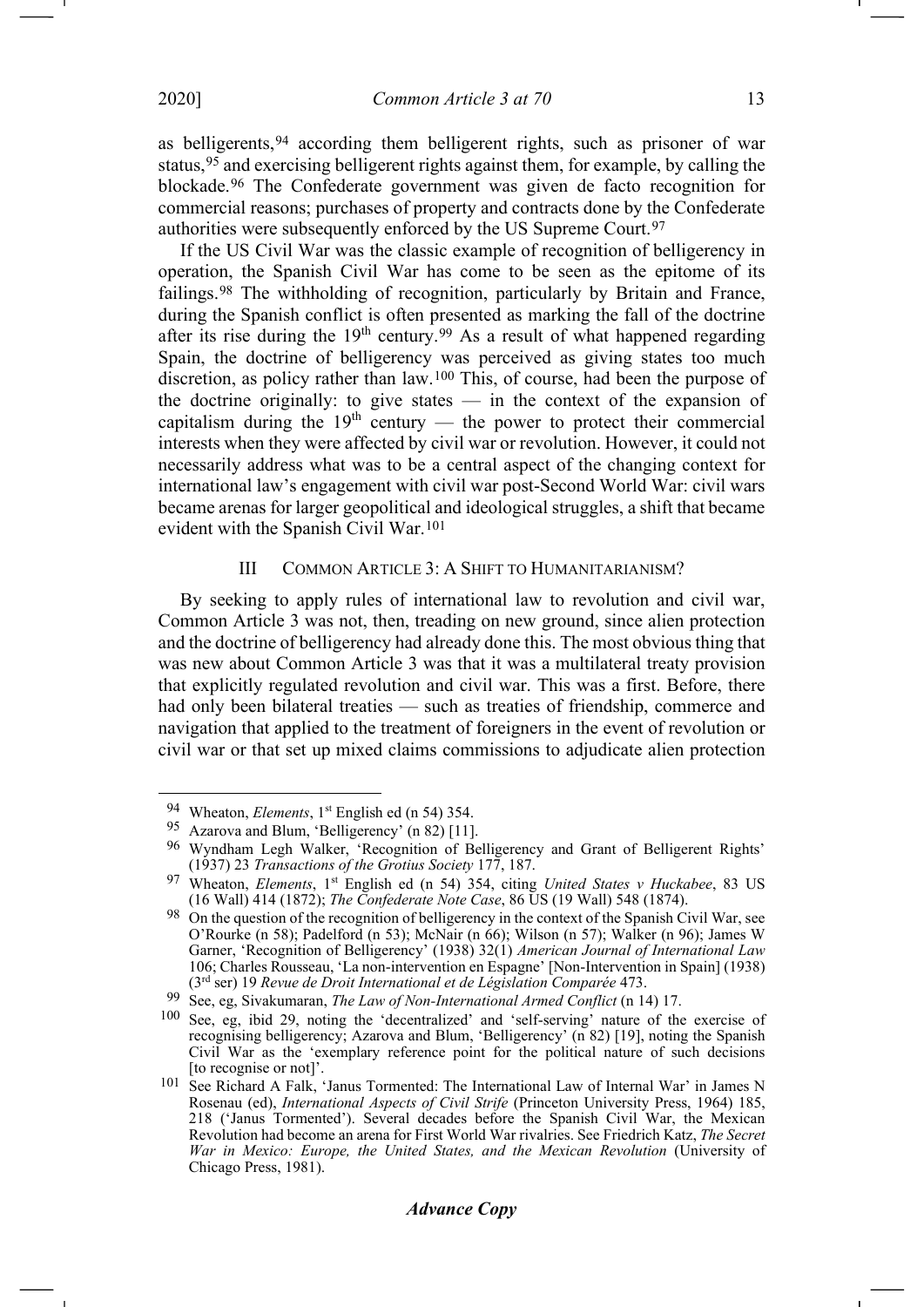as belligerents,[94] according them belligerent rights, such as prisoner of war status,[95] and exercising belligerent rights against them, for example, by calling the blockade.[96] The Confederate government was given de facto recognition for commercial reasons; purchases of property and contracts done by the Confederate authorities were subsequently enforced by the US Supreme Court.[97]

If the US Civil War was the classic example of recognition of belligerency in operation, the Spanish Civil War has come to be seen as the epitome of its failings.[98] The withholding of recognition, particularly by Britain and France, during the Spanish conflict is often presented as marking the fall of the doctrine after its rise during the 19th century.[99] As a result of what happened regarding Spain, the doctrine of belligerency was perceived as giving states too much discretion, as policy rather than law.[100] This, of course, had been the purpose of the doctrine originally: to give states — in the context of the expansion of capitalism during the 19th century — the power to protect their commercial interests when they were affected by civil war or revolution. However, it could not necessarily address what was to be a central aspect of the changing context for international law's engagement with civil war post-Second World War: civil wars became arenas for larger geopolitical and ideological struggles, a shift that became evident with the Spanish Civil War.[101]

## III Common Article 3: A Shift to Humanitarianism?

By seeking to apply rules of international law to revolution and civil war, Common Article 3 was not, then, treading on new ground, since alien protection and the doctrine of belligerency had already done this. The most obvious thing that was new about Common Article 3 was that it was a multilateral treaty provision that explicitly regulated revolution and civil war. This was a first. Before, there had only been bilateral treaties — such as treaties of friendship, commerce and navigation that applied to the treatment of foreigners in the event of revolution or civil war or that set up mixed claims commissions to adjudicate alien protection

---

[94] Wheaton, *Elements*, 1st English ed (n 54) 354.

[95] Azarova and Blum, 'Belligerency' (n 82) [11].

[96] Wyndham Legh Walker, 'Recognition of Belligerency and Grant of Belligerent Rights' (1937) 23 *Transactions of the Grotius Society* 177, 187.

[97] Wheaton, *Elements*, 1st English ed (n 54) 354, citing *United States v Huckabee*, 83 US (16 Wall) 414 (1872); *The Confederate Note Case*, 86 US (19 Wall) 548 (1874).

[98] On the question of the recognition of belligerency in the context of the Spanish Civil War, see O'Rourke (n 58); Padelford (n 53); McNair (n 66); Wilson (n 57); Walker (n 96); James W Garner, 'Recognition of Belligerency' (1938) 32(1) *American Journal of International Law* 106; Charles Rousseau, 'La non-intervention en Espagne' [Non-Intervention in Spain] (1938) (3rd ser) 19 *Revue de Droit International et de Législation Comparée* 473.

[99] See, eg, Sivakumaran, *The Law of Non-International Armed Conflict* (n 14) 17.

[100] See, eg, ibid 29, noting the 'decentralized' and 'self-serving' nature of the exercise of recognising belligerency; Azarova and Blum, 'Belligerency' (n 82) [19], noting the Spanish Civil War as the 'exemplary reference point for the political nature of such decisions [to recognise or not]'.

[101] See Richard A Falk, 'Janus Tormented: The International Law of Internal War' in James N Rosenau (ed), *International Aspects of Civil Strife* (Princeton University Press, 1964) 185, 218 ('Janus Tormented'). Several decades before the Spanish Civil War, the Mexican Revolution had become an arena for First World War rivalries. See Friedrich Katz, *The Secret War in Mexico: Europe, the United States, and the Mexican Revolution* (University of Chicago Press, 1981).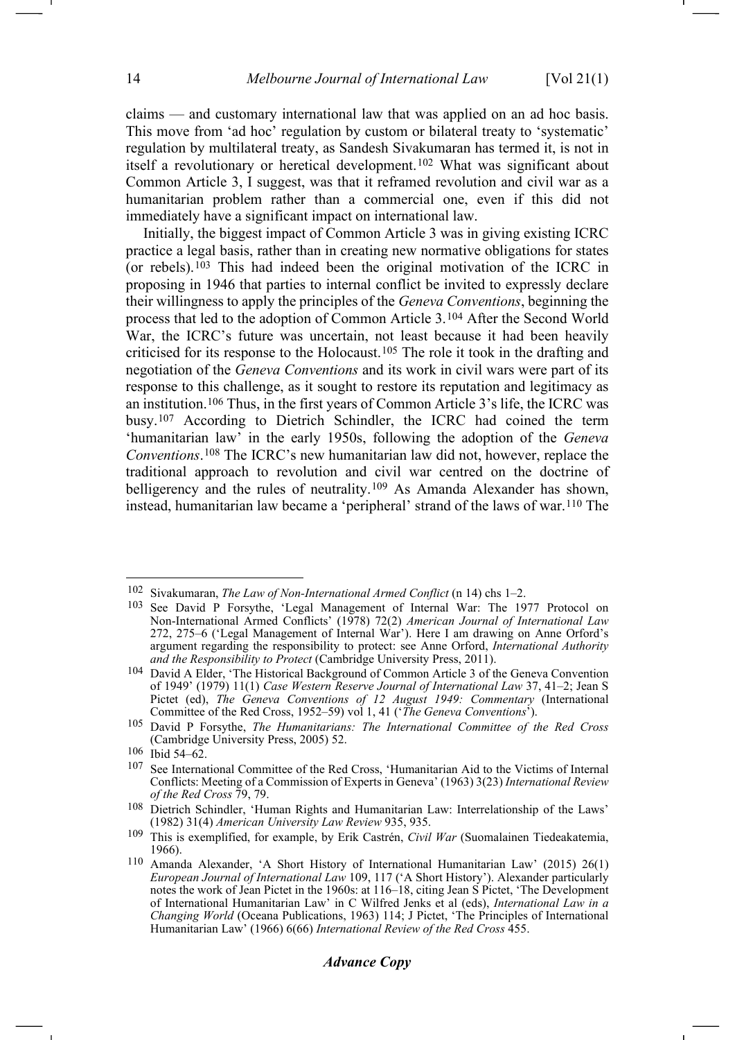claims — and customary international law that was applied on an ad hoc basis. This move from 'ad hoc' regulation by custom or bilateral treaty to 'systematic' regulation by multilateral treaty, as Sandesh Sivakumaran has termed it, is not in itself a revolutionary or heretical development.[102] What was significant about Common Article 3, I suggest, was that it reframed revolution and civil war as a humanitarian problem rather than a commercial one, even if this did not immediately have a significant impact on international law.

Initially, the biggest impact of Common Article 3 was in giving existing ICRC practice a legal basis, rather than in creating new normative obligations for states (or rebels).[103] This had indeed been the original motivation of the ICRC in proposing in 1946 that parties to internal conflict be invited to expressly declare their willingness to apply the principles of the *Geneva Conventions*, beginning the process that led to the adoption of Common Article 3.[104] After the Second World War, the ICRC's future was uncertain, not least because it had been heavily criticised for its response to the Holocaust.[105] The role it took in the drafting and negotiation of the *Geneva Conventions* and its work in civil wars were part of its response to this challenge, as it sought to restore its reputation and legitimacy as an institution.[106] Thus, in the first years of Common Article 3's life, the ICRC was busy.[107] According to Dietrich Schindler, the ICRC had coined the term 'humanitarian law' in the early 1950s, following the adoption of the *Geneva Conventions*.[108] The ICRC's new humanitarian law did not, however, replace the traditional approach to revolution and civil war centred on the doctrine of belligerency and the rules of neutrality.[109] As Amanda Alexander has shown, instead, humanitarian law became a 'peripheral' strand of the laws of war.[110] The

---

[102] Sivakumaran, *The Law of Non-International Armed Conflict* (n 14) chs 1–2.

[103] See David P Forsythe, 'Legal Management of Internal War: The 1977 Protocol on Non-International Armed Conflicts' (1978) 72(2) *American Journal of International Law* 272, 275–6 ('Legal Management of Internal War'). Here I am drawing on Anne Orford's argument regarding the responsibility to protect: see Anne Orford, *International Authority and the Responsibility to Protect* (Cambridge University Press, 2011).

[104] David A Elder, 'The Historical Background of Common Article 3 of the Geneva Convention of 1949' (1979) 11(1) *Case Western Reserve Journal of International Law* 37, 41–2; Jean S Pictet (ed), *The Geneva Conventions of 12 August 1949: Commentary* (International Committee of the Red Cross, 1952–59) vol 1, 41 ('*The Geneva Conventions*').

[105] David P Forsythe, *The Humanitarians: The International Committee of the Red Cross* (Cambridge University Press, 2005) 52.

[106] Ibid 54–62.

[107] See International Committee of the Red Cross, 'Humanitarian Aid to the Victims of Internal Conflicts: Meeting of a Commission of Experts in Geneva' (1963) 3(23) *International Review of the Red Cross* 79, 79.

[108] Dietrich Schindler, 'Human Rights and Humanitarian Law: Interrelationship of the Laws' (1982) 31(4) *American University Law Review* 935, 935.

[109] This is exemplified, for example, by Erik Castrén, *Civil War* (Suomalainen Tiedeakatemia, 1966).

[110] Amanda Alexander, 'A Short History of International Humanitarian Law' (2015) 26(1) *European Journal of International Law* 109, 117 ('A Short History'). Alexander particularly notes the work of Jean Pictet in the 1960s: at 116–18, citing Jean S Pictet, 'The Development of International Humanitarian Law' in C Wilfred Jenks et al (eds), *International Law in a Changing World* (Oceana Publications, 1963) 114; J Pictet, 'The Principles of International Humanitarian Law' (1966) 6(66) *International Review of the Red Cross* 455.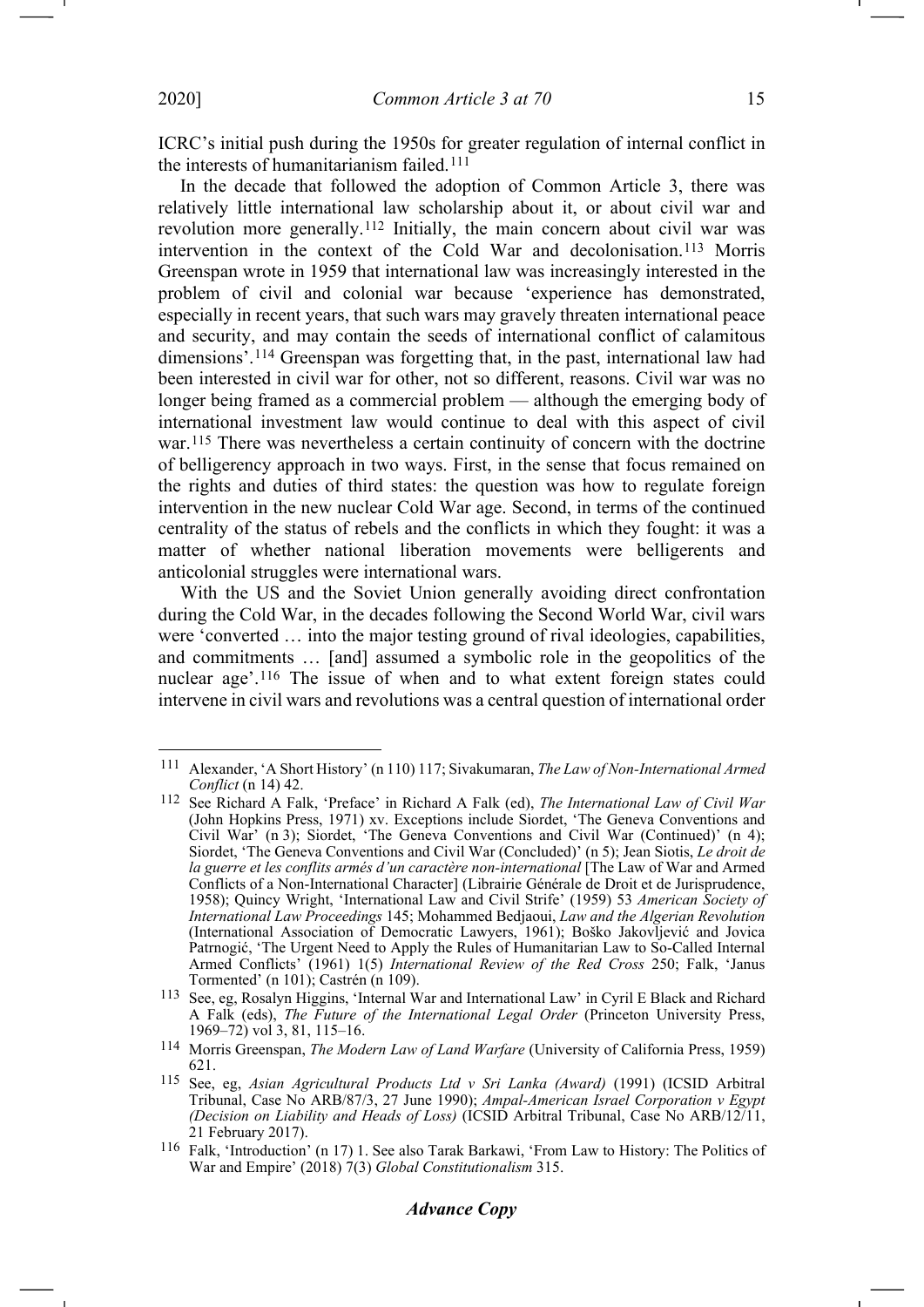ICRC's initial push during the 1950s for greater regulation of internal conflict in the interests of humanitarianism failed.[111]

In the decade that followed the adoption of Common Article 3, there was relatively little international law scholarship about it, or about civil war and revolution more generally.[112] Initially, the main concern about civil war was intervention in the context of the Cold War and decolonisation.[113] Morris Greenspan wrote in 1959 that international law was increasingly interested in the problem of civil and colonial war because 'experience has demonstrated, especially in recent years, that such wars may gravely threaten international peace and security, and may contain the seeds of international conflict of calamitous dimensions'.[114] Greenspan was forgetting that, in the past, international law had been interested in civil war for other, not so different, reasons. Civil war was no longer being framed as a commercial problem — although the emerging body of international investment law would continue to deal with this aspect of civil war.[115] There was nevertheless a certain continuity of concern with the doctrine of belligerency approach in two ways. First, in the sense that focus remained on the rights and duties of third states: the question was how to regulate foreign intervention in the new nuclear Cold War age. Second, in terms of the continued centrality of the status of rebels and the conflicts in which they fought: it was a matter of whether national liberation movements were belligerents and anticolonial struggles were international wars.

With the US and the Soviet Union generally avoiding direct confrontation during the Cold War, in the decades following the Second World War, civil wars were 'converted … into the major testing ground of rival ideologies, capabilities, and commitments … [and] assumed a symbolic role in the geopolitics of the nuclear age'.[116] The issue of when and to what extent foreign states could intervene in civil wars and revolutions was a central question of international order

---

[111] Alexander, 'A Short History' (n 110) 117; Sivakumaran, *The Law of Non-International Armed Conflict* (n 14) 42.

[112] See Richard A Falk, 'Preface' in Richard A Falk (ed), *The International Law of Civil War* (John Hopkins Press, 1971) xv. Exceptions include Siordet, 'The Geneva Conventions and Civil War' (n 3); Siordet, 'The Geneva Conventions and Civil War (Continued)' (n 4); Siordet, 'The Geneva Conventions and Civil War (Concluded)' (n 5); Jean Siotis, *Le droit de la guerre et les conflits armés d'un caractère non-international* [The Law of War and Armed Conflicts of a Non-International Character] (Librairie Générale de Droit et de Jurisprudence, 1958); Quincy Wright, 'International Law and Civil Strife' (1959) 53 *American Society of International Law Proceedings* 145; Mohammed Bedjaoui, *Law and the Algerian Revolution* (International Association of Democratic Lawyers, 1961); Boško Jakovljević and Jovica Patrnogić, 'The Urgent Need to Apply the Rules of Humanitarian Law to So-Called Internal Armed Conflicts' (1961) 1(5) *International Review of the Red Cross* 250; Falk, 'Janus Tormented' (n 101); Castrén (n 109).

[113] See, eg, Rosalyn Higgins, 'Internal War and International Law' in Cyril E Black and Richard A Falk (eds), *The Future of the International Legal Order* (Princeton University Press, 1969–72) vol 3, 81, 115–16.

[114] Morris Greenspan, *The Modern Law of Land Warfare* (University of California Press, 1959) 621.

[115] See, eg, *Asian Agricultural Products Ltd v Sri Lanka (Award)* (1991) (ICSID Arbitral Tribunal, Case No ARB/87/3, 27 June 1990); *Ampal-American Israel Corporation v Egypt (Decision on Liability and Heads of Loss)* (ICSID Arbitral Tribunal, Case No ARB/12/11, 21 February 2017).

[116] Falk, 'Introduction' (n 17) 1. See also Tarak Barkawi, 'From Law to History: The Politics of War and Empire' (2018) 7(3) *Global Constitutionalism* 315.

***Advance Copy***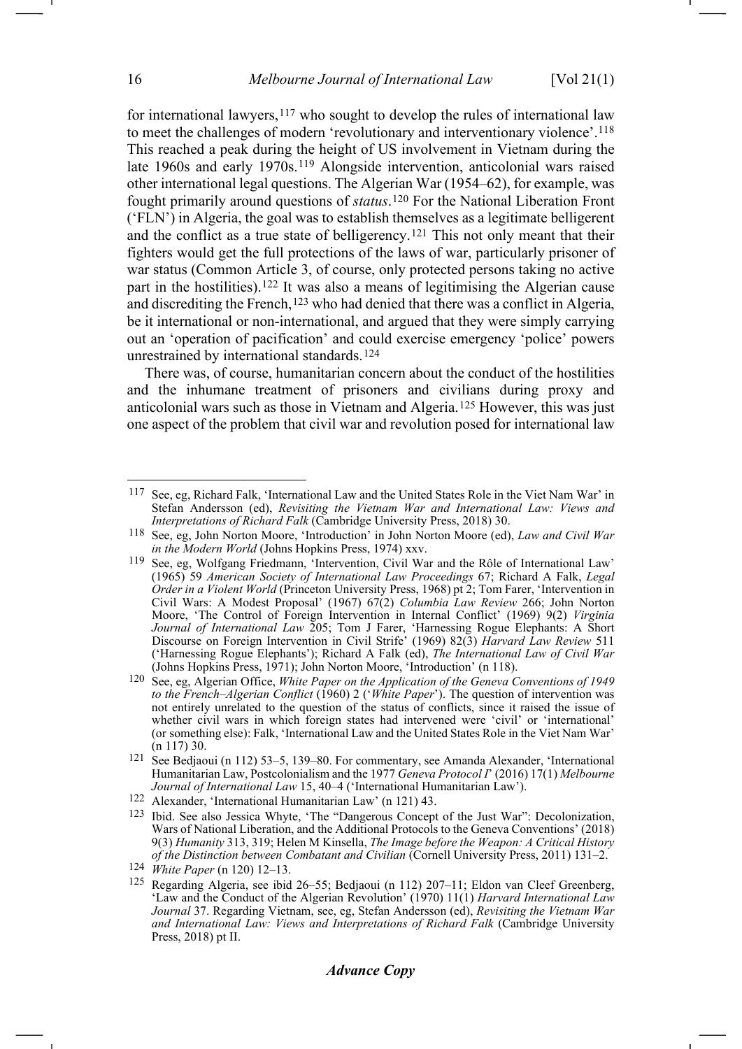for international lawyers,[117] who sought to develop the rules of international law to meet the challenges of modern 'revolutionary and interventionary violence'.[118] This reached a peak during the height of US involvement in Vietnam during the late 1960s and early 1970s.[119] Alongside intervention, anticolonial wars raised other international legal questions. The Algerian War (1954–62), for example, was fought primarily around questions of *status*.[120] For the National Liberation Front ('FLN') in Algeria, the goal was to establish themselves as a legitimate belligerent and the conflict as a true state of belligerency.[121] This not only meant that their fighters would get the full protections of the laws of war, particularly prisoner of war status (Common Article 3, of course, only protected persons taking no active part in the hostilities).[122] It was also a means of legitimising the Algerian cause and discrediting the French,[123] who had denied that there was a conflict in Algeria, be it international or non-international, and argued that they were simply carrying out an 'operation of pacification' and could exercise emergency 'police' powers unrestrained by international standards.[124]

There was, of course, humanitarian concern about the conduct of the hostilities and the inhumane treatment of prisoners and civilians during proxy and anticolonial wars such as those in Vietnam and Algeria.[125] However, this was just one aspect of the problem that civil war and revolution posed for international law

---

[117] See, eg, Richard Falk, 'International Law and the United States Role in the Viet Nam War' in Stefan Andersson (ed), *Revisiting the Vietnam War and International Law: Views and Interpretations of Richard Falk* (Cambridge University Press, 2018) 30.

[118] See, eg, John Norton Moore, 'Introduction' in John Norton Moore (ed), *Law and Civil War in the Modern World* (Johns Hopkins Press, 1974) xxv.

[119] See, eg, Wolfgang Friedmann, 'Intervention, Civil War and the Rôle of International Law' (1965) 59 *American Society of International Law Proceedings* 67; Richard A Falk, *Legal Order in a Violent World* (Princeton University Press, 1968) pt 2; Tom Farer, 'Intervention in Civil Wars: A Modest Proposal' (1967) 67(2) *Columbia Law Review* 266; John Norton Moore, 'The Control of Foreign Intervention in Internal Conflict' (1969) 9(2) *Virginia Journal of International Law* 205; Tom J Farer, 'Harnessing Rogue Elephants: A Short Discourse on Foreign Intervention in Civil Strife' (1969) 82(3) *Harvard Law Review* 511 ('Harnessing Rogue Elephants'); Richard A Falk (ed), *The International Law of Civil War* (Johns Hopkins Press, 1971); John Norton Moore, 'Introduction' (n 118).

[120] See, eg, Algerian Office, *White Paper on the Application of the Geneva Conventions of 1949 to the French–Algerian Conflict* (1960) 2 ('*White Paper*'). The question of intervention was not entirely unrelated to the question of the status of conflicts, since it raised the issue of whether civil wars in which foreign states had intervened were 'civil' or 'international' (or something else): Falk, 'International Law and the United States Role in the Viet Nam War' (n 117) 30.

[121] See Bedjaoui (n 112) 53–5, 139–80. For commentary, see Amanda Alexander, 'International Humanitarian Law, Postcolonialism and the 1977 *Geneva Protocol I*' (2016) 17(1) *Melbourne Journal of International Law* 15, 40–4 ('International Humanitarian Law').

[122] Alexander, 'International Humanitarian Law' (n 121) 43.

[123] Ibid. See also Jessica Whyte, 'The "Dangerous Concept of the Just War": Decolonization, Wars of National Liberation, and the Additional Protocols to the Geneva Conventions' (2018) 9(3) *Humanity* 313, 319; Helen M Kinsella, *The Image before the Weapon: A Critical History of the Distinction between Combatant and Civilian* (Cornell University Press, 2011) 131–2.

[124] *White Paper* (n 120) 12–13.

[125] Regarding Algeria, see ibid 26–55; Bedjaoui (n 112) 207–11; Eldon van Cleef Greenberg, 'Law and the Conduct of the Algerian Revolution' (1970) 11(1) *Harvard International Law Journal* 37. Regarding Vietnam, see, eg, Stefan Andersson (ed), *Revisiting the Vietnam War and International Law: Views and Interpretations of Richard Falk* (Cambridge University Press, 2018) pt II.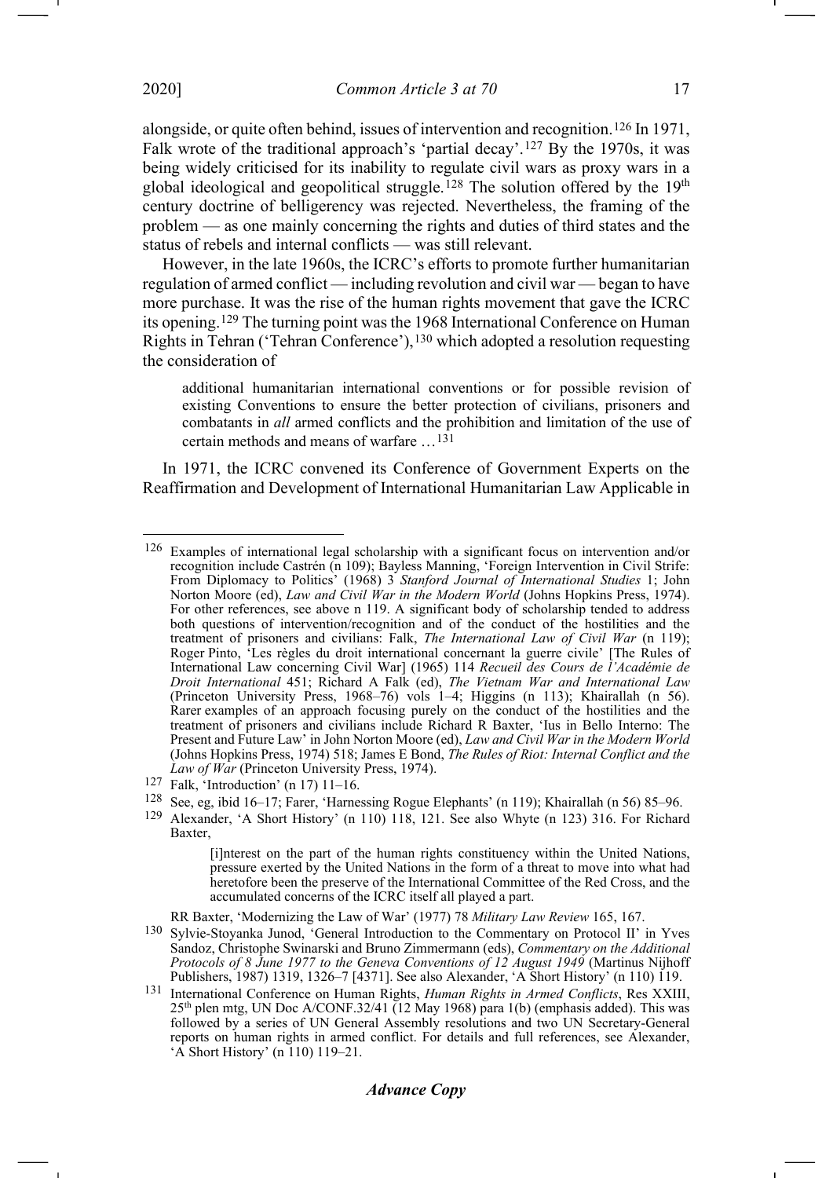alongside, or quite often behind, issues of intervention and recognition.[126] In 1971, Falk wrote of the traditional approach's 'partial decay'.[127] By the 1970s, it was being widely criticised for its inability to regulate civil wars as proxy wars in a global ideological and geopolitical struggle.[128] The solution offered by the 19th century doctrine of belligerency was rejected. Nevertheless, the framing of the problem — as one mainly concerning the rights and duties of third states and the status of rebels and internal conflicts — was still relevant.

However, in the late 1960s, the ICRC's efforts to promote further humanitarian regulation of armed conflict — including revolution and civil war — began to have more purchase. It was the rise of the human rights movement that gave the ICRC its opening.[129] The turning point was the 1968 International Conference on Human Rights in Tehran ('Tehran Conference'),[130] which adopted a resolution requesting the consideration of

> additional humanitarian international conventions or for possible revision of existing Conventions to ensure the better protection of civilians, prisoners and combatants in *all* armed conflicts and the prohibition and limitation of the use of certain methods and means of warfare …[131]

In 1971, the ICRC convened its Conference of Government Experts on the Reaffirmation and Development of International Humanitarian Law Applicable in

---

[126] Examples of international legal scholarship with a significant focus on intervention and/or recognition include Castrén (n 109); Bayless Manning, 'Foreign Intervention in Civil Strife: From Diplomacy to Politics' (1968) 3 *Stanford Journal of International Studies* 1; John Norton Moore (ed), *Law and Civil War in the Modern World* (Johns Hopkins Press, 1974). For other references, see above n 119. A significant body of scholarship tended to address both questions of intervention/recognition and of the conduct of the hostilities and the treatment of prisoners and civilians: Falk, *The International Law of Civil War* (n 119); Roger Pinto, 'Les règles du droit international concernant la guerre civile' [The Rules of International Law concerning Civil War] (1965) 114 *Recueil des Cours de l'Académie de Droit International* 451; Richard A Falk (ed), *The Vietnam War and International Law* (Princeton University Press, 1968–76) vols 1–4; Higgins (n 113); Khairallah (n 56). Rarer examples of an approach focusing purely on the conduct of the hostilities and the treatment of prisoners and civilians include Richard R Baxter, 'Ius in Bello Interno: The Present and Future Law' in John Norton Moore (ed), *Law and Civil War in the Modern World* (Johns Hopkins Press, 1974) 518; James E Bond, *The Rules of Riot: Internal Conflict and the Law of War* (Princeton University Press, 1974).

[127] Falk, 'Introduction' (n 17) 11–16.

[128] See, eg, ibid 16–17; Farer, 'Harnessing Rogue Elephants' (n 119); Khairallah (n 56) 85–96.

[129] Alexander, 'A Short History' (n 110) 118, 121. See also Whyte (n 123) 316. For Richard Baxter,

> [i]nterest on the part of the human rights constituency within the United Nations, pressure exerted by the United Nations in the form of a threat to move into what had heretofore been the preserve of the International Committee of the Red Cross, and the accumulated concerns of the ICRC itself all played a part.

RR Baxter, 'Modernizing the Law of War' (1977) 78 *Military Law Review* 165, 167.

[130] Sylvie-Stoyanka Junod, 'General Introduction to the Commentary on Protocol II' in Yves Sandoz, Christophe Swinarski and Bruno Zimmermann (eds), *Commentary on the Additional Protocols of 8 June 1977 to the Geneva Conventions of 12 August 1949* (Martinus Nijhoff Publishers, 1987) 1319, 1326–7 [4371]. See also Alexander, 'A Short History' (n 110) 119.

[131] International Conference on Human Rights, *Human Rights in Armed Conflicts*, Res XXIII, 25th plen mtg, UN Doc A/CONF.32/41 (12 May 1968) para 1(b) (emphasis added). This was followed by a series of UN General Assembly resolutions and two UN Secretary-General reports on human rights in armed conflict. For details and full references, see Alexander, 'A Short History' (n 110) 119–21.

***Advance Copy***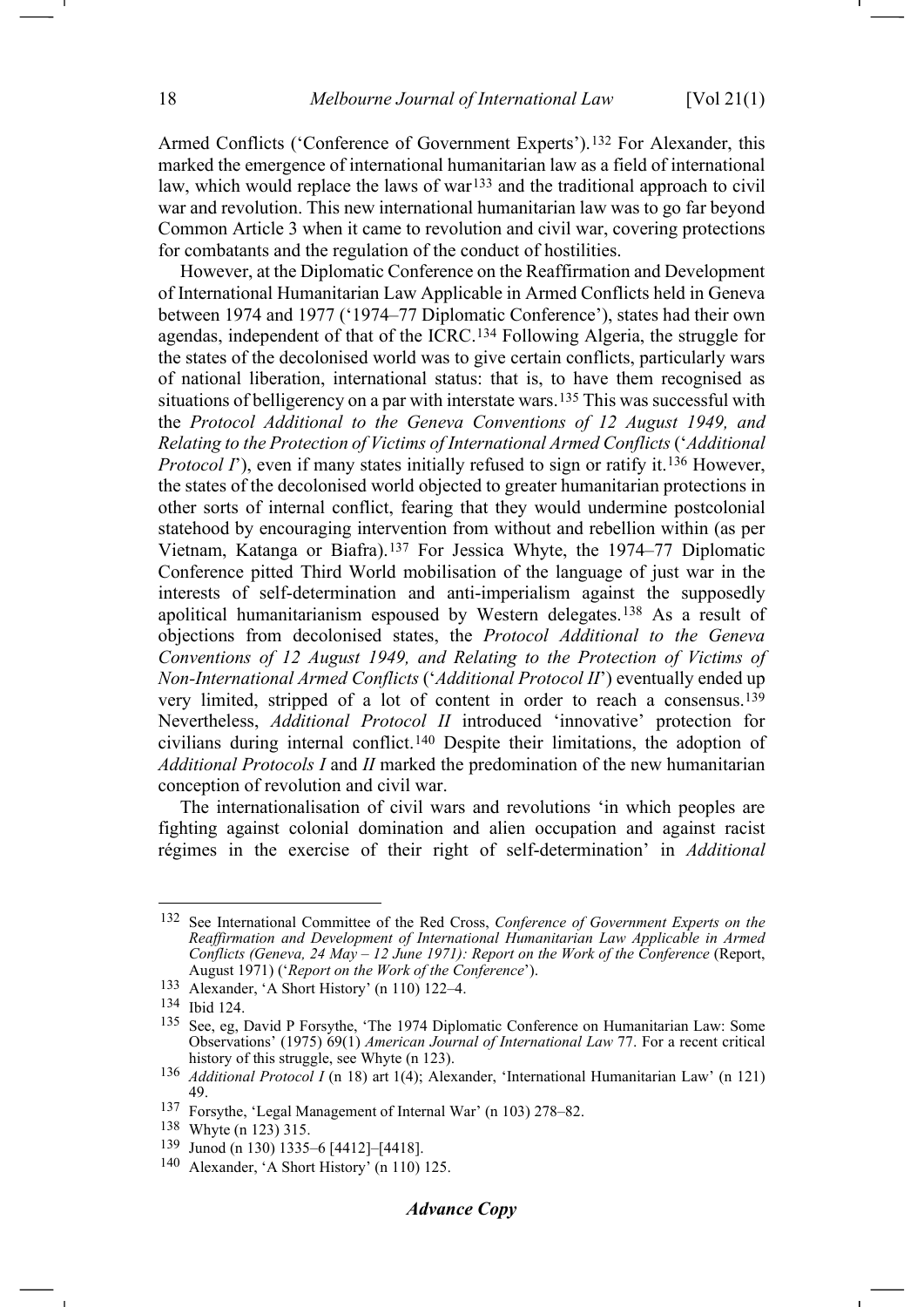Armed Conflicts ('Conference of Government Experts').[132] For Alexander, this marked the emergence of international humanitarian law as a field of international law, which would replace the laws of war[133] and the traditional approach to civil war and revolution. This new international humanitarian law was to go far beyond Common Article 3 when it came to revolution and civil war, covering protections for combatants and the regulation of the conduct of hostilities.

However, at the Diplomatic Conference on the Reaffirmation and Development of International Humanitarian Law Applicable in Armed Conflicts held in Geneva between 1974 and 1977 ('1974–77 Diplomatic Conference'), states had their own agendas, independent of that of the ICRC.[134] Following Algeria, the struggle for the states of the decolonised world was to give certain conflicts, particularly wars of national liberation, international status: that is, to have them recognised as situations of belligerency on a par with interstate wars.[135] This was successful with the *Protocol Additional to the Geneva Conventions of 12 August 1949, and Relating to the Protection of Victims of International Armed Conflicts* ('*Additional Protocol I*'), even if many states initially refused to sign or ratify it.[136] However, the states of the decolonised world objected to greater humanitarian protections in other sorts of internal conflict, fearing that they would undermine postcolonial statehood by encouraging intervention from without and rebellion within (as per Vietnam, Katanga or Biafra).[137] For Jessica Whyte, the 1974–77 Diplomatic Conference pitted Third World mobilisation of the language of just war in the interests of self-determination and anti-imperialism against the supposedly apolitical humanitarianism espoused by Western delegates.[138] As a result of objections from decolonised states, the *Protocol Additional to the Geneva Conventions of 12 August 1949, and Relating to the Protection of Victims of Non-International Armed Conflicts* ('*Additional Protocol II*') eventually ended up very limited, stripped of a lot of content in order to reach a consensus.[139] Nevertheless, *Additional Protocol II* introduced 'innovative' protection for civilians during internal conflict.[140] Despite their limitations, the adoption of *Additional Protocols I* and *II* marked the predomination of the new humanitarian conception of revolution and civil war.

The internationalisation of civil wars and revolutions 'in which peoples are fighting against colonial domination and alien occupation and against racist régimes in the exercise of their right of self-determination' in *Additional*

---

[132] See International Committee of the Red Cross, *Conference of Government Experts on the Reaffirmation and Development of International Humanitarian Law Applicable in Armed Conflicts (Geneva, 24 May – 12 June 1971): Report on the Work of the Conference* (Report, August 1971) ('*Report on the Work of the Conference*').

[133] Alexander, 'A Short History' (n 110) 122–4.

[134] Ibid 124.

[135] See, eg, David P Forsythe, 'The 1974 Diplomatic Conference on Humanitarian Law: Some Observations' (1975) 69(1) *American Journal of International Law* 77. For a recent critical history of this struggle, see Whyte (n 123).

[136] *Additional Protocol I* (n 18) art 1(4); Alexander, 'International Humanitarian Law' (n 121) 49.

[137] Forsythe, 'Legal Management of Internal War' (n 103) 278–82.

[138] Whyte (n 123) 315.

[139] Junod (n 130) 1335–6 [4412]–[4418].

[140] Alexander, 'A Short History' (n 110) 125.

*Advance Copy*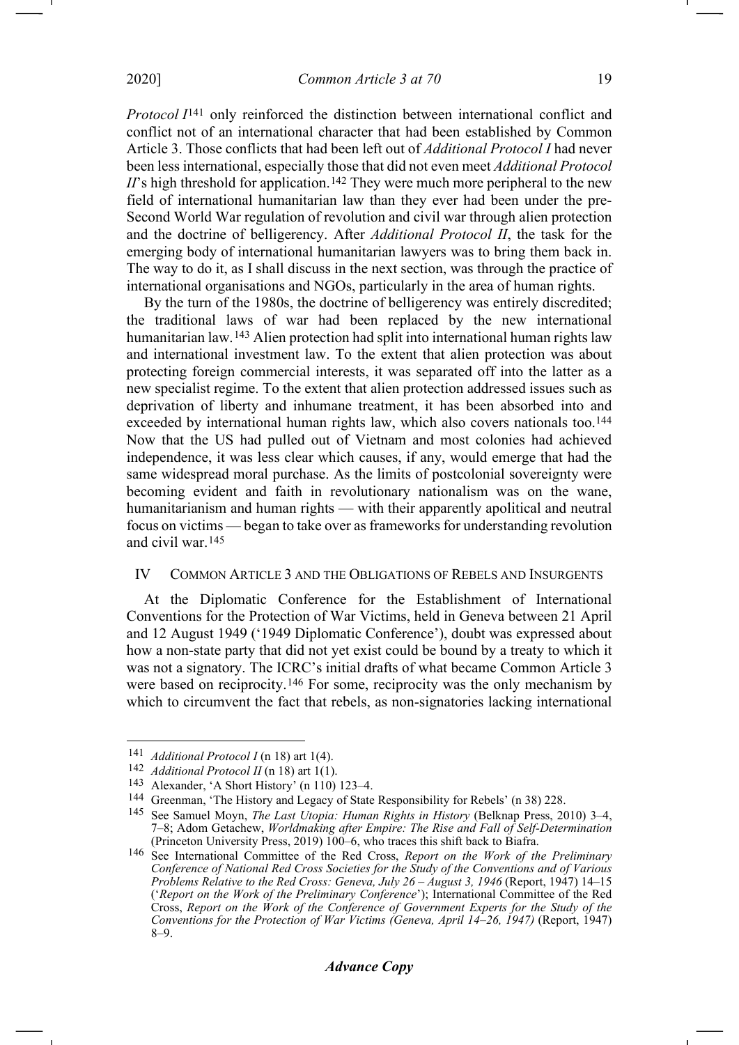*Protocol I*[141] only reinforced the distinction between international conflict and conflict not of an international character that had been established by Common Article 3. Those conflicts that had been left out of *Additional Protocol I* had never been less international, especially those that did not even meet *Additional Protocol II*'s high threshold for application.[142] They were much more peripheral to the new field of international humanitarian law than they ever had been under the pre-Second World War regulation of revolution and civil war through alien protection and the doctrine of belligerency. After *Additional Protocol II*, the task for the emerging body of international humanitarian lawyers was to bring them back in. The way to do it, as I shall discuss in the next section, was through the practice of international organisations and NGOs, particularly in the area of human rights.

By the turn of the 1980s, the doctrine of belligerency was entirely discredited; the traditional laws of war had been replaced by the new international humanitarian law.[143] Alien protection had split into international human rights law and international investment law. To the extent that alien protection was about protecting foreign commercial interests, it was separated off into the latter as a new specialist regime. To the extent that alien protection addressed issues such as deprivation of liberty and inhumane treatment, it has been absorbed into and exceeded by international human rights law, which also covers nationals too.[144] Now that the US had pulled out of Vietnam and most colonies had achieved independence, it was less clear which causes, if any, would emerge that had the same widespread moral purchase. As the limits of postcolonial sovereignty were becoming evident and faith in revolutionary nationalism was on the wane, humanitarianism and human rights — with their apparently apolitical and neutral focus on victims — began to take over as frameworks for understanding revolution and civil war.[145]

## IV Common Article 3 and the Obligations of Rebels and Insurgents

At the Diplomatic Conference for the Establishment of International Conventions for the Protection of War Victims, held in Geneva between 21 April and 12 August 1949 ('1949 Diplomatic Conference'), doubt was expressed about how a non-state party that did not yet exist could be bound by a treaty to which it was not a signatory. The ICRC's initial drafts of what became Common Article 3 were based on reciprocity.[146] For some, reciprocity was the only mechanism by which to circumvent the fact that rebels, as non-signatories lacking international

---

141 *Additional Protocol I* (n 18) art 1(4).

142 *Additional Protocol II* (n 18) art 1(1).

143 Alexander, 'A Short History' (n 110) 123–4.

144 Greenman, 'The History and Legacy of State Responsibility for Rebels' (n 38) 228.

145 See Samuel Moyn, *The Last Utopia: Human Rights in History* (Belknap Press, 2010) 3–4, 7–8; Adom Getachew, *Worldmaking after Empire: The Rise and Fall of Self-Determination* (Princeton University Press, 2019) 100–6, who traces this shift back to Biafra.

146 See International Committee of the Red Cross, *Report on the Work of the Preliminary Conference of National Red Cross Societies for the Study of the Conventions and of Various Problems Relative to the Red Cross: Geneva, July 26 – August 3, 1946* (Report, 1947) 14–15 ('*Report on the Work of the Preliminary Conference*'); International Committee of the Red Cross, *Report on the Work of the Conference of Government Experts for the Study of the Conventions for the Protection of War Victims (Geneva, April 14–26, 1947)* (Report, 1947) 8–9.

***Advance Copy***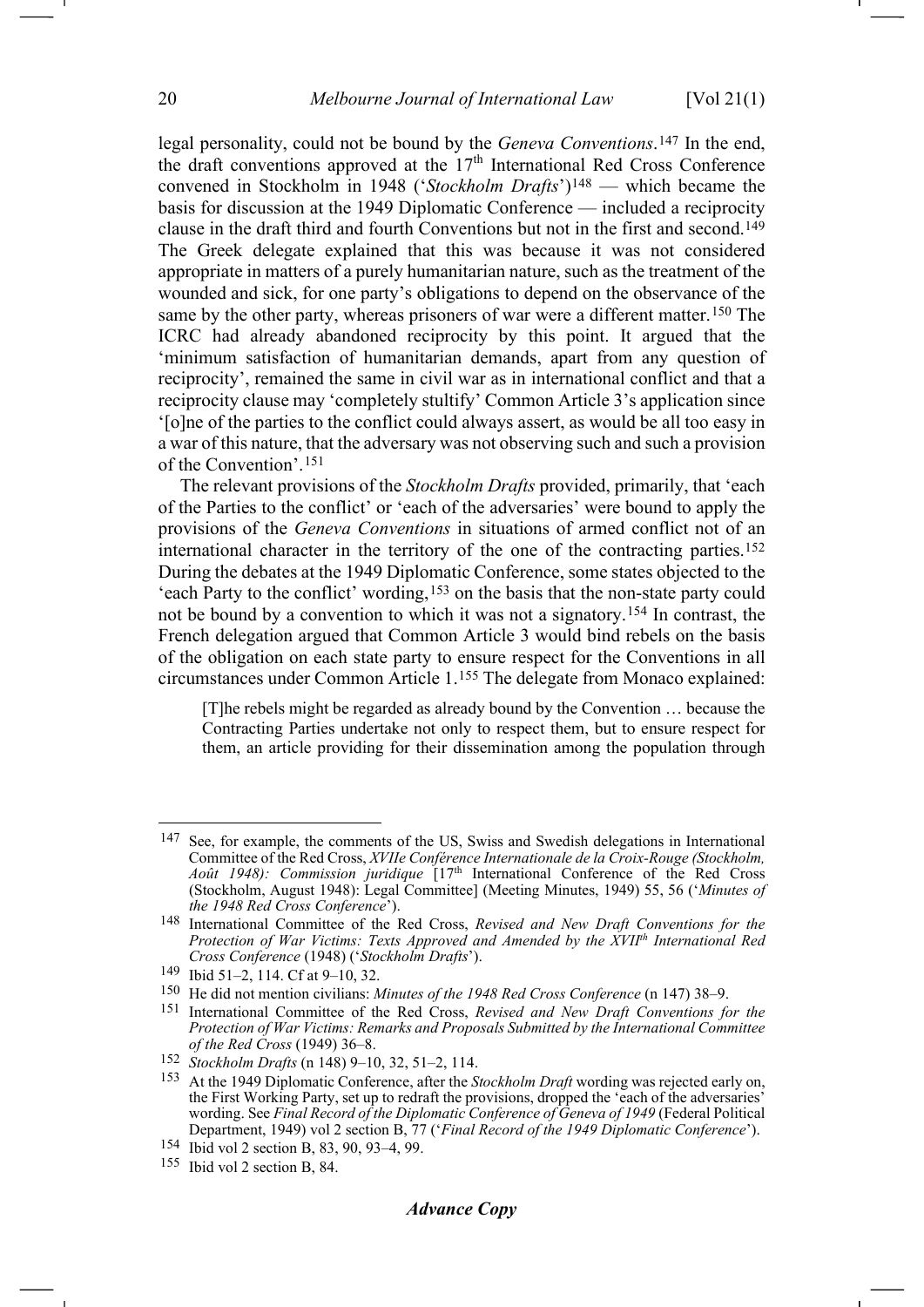legal personality, could not be bound by the *Geneva Conventions*.[147] In the end, the draft conventions approved at the 17th International Red Cross Conference convened in Stockholm in 1948 ('*Stockholm Drafts*')[148] — which became the basis for discussion at the 1949 Diplomatic Conference — included a reciprocity clause in the draft third and fourth Conventions but not in the first and second.[149] The Greek delegate explained that this was because it was not considered appropriate in matters of a purely humanitarian nature, such as the treatment of the wounded and sick, for one party's obligations to depend on the observance of the same by the other party, whereas prisoners of war were a different matter.[150] The ICRC had already abandoned reciprocity by this point. It argued that the 'minimum satisfaction of humanitarian demands, apart from any question of reciprocity', remained the same in civil war as in international conflict and that a reciprocity clause may 'completely stultify' Common Article 3's application since '[o]ne of the parties to the conflict could always assert, as would be all too easy in a war of this nature, that the adversary was not observing such and such a provision of the Convention'.[151]

The relevant provisions of the *Stockholm Drafts* provided, primarily, that 'each of the Parties to the conflict' or 'each of the adversaries' were bound to apply the provisions of the *Geneva Conventions* in situations of armed conflict not of an international character in the territory of the one of the contracting parties.[152] During the debates at the 1949 Diplomatic Conference, some states objected to the 'each Party to the conflict' wording,[153] on the basis that the non-state party could not be bound by a convention to which it was not a signatory.[154] In contrast, the French delegation argued that Common Article 3 would bind rebels on the basis of the obligation on each state party to ensure respect for the Conventions in all circumstances under Common Article 1.[155] The delegate from Monaco explained:

> [T]he rebels might be regarded as already bound by the Convention … because the Contracting Parties undertake not only to respect them, but to ensure respect for them, an article providing for their dissemination among the population through

---

[147] See, for example, the comments of the US, Swiss and Swedish delegations in International Committee of the Red Cross, *XVIIe Conférence Internationale de la Croix-Rouge (Stockholm, Août 1948): Commission juridique* [17th International Conference of the Red Cross (Stockholm, August 1948): Legal Committee] (Meeting Minutes, 1949) 55, 56 ('*Minutes of the 1948 Red Cross Conference*').

[148] International Committee of the Red Cross, *Revised and New Draft Conventions for the Protection of War Victims: Texts Approved and Amended by the XVIIth International Red Cross Conference* (1948) ('*Stockholm Drafts*').

[149] Ibid 51–2, 114. Cf at 9–10, 32.

[150] He did not mention civilians: *Minutes of the 1948 Red Cross Conference* (n 147) 38–9.

[151] International Committee of the Red Cross, *Revised and New Draft Conventions for the Protection of War Victims: Remarks and Proposals Submitted by the International Committee of the Red Cross* (1949) 36–8.

[152] *Stockholm Drafts* (n 148) 9–10, 32, 51–2, 114.

[153] At the 1949 Diplomatic Conference, after the *Stockholm Draft* wording was rejected early on, the First Working Party, set up to redraft the provisions, dropped the 'each of the adversaries' wording. See *Final Record of the Diplomatic Conference of Geneva of 1949* (Federal Political Department, 1949) vol 2 section B, 77 ('*Final Record of the 1949 Diplomatic Conference*').

[154] Ibid vol 2 section B, 83, 90, 93–4, 99.

[155] Ibid vol 2 section B, 84.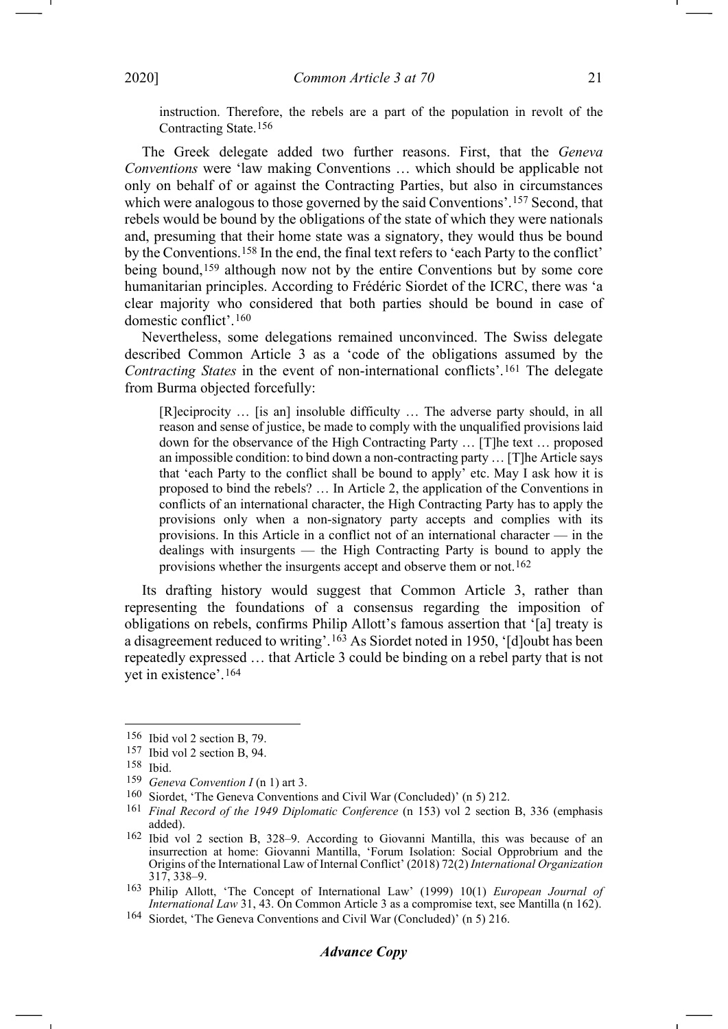instruction. Therefore, the rebels are a part of the population in revolt of the Contracting State.[156]

The Greek delegate added two further reasons. First, that the *Geneva Conventions* were 'law making Conventions … which should be applicable not only on behalf of or against the Contracting Parties, but also in circumstances which were analogous to those governed by the said Conventions'.[157] Second, that rebels would be bound by the obligations of the state of which they were nationals and, presuming that their home state was a signatory, they would thus be bound by the Conventions.[158] In the end, the final text refers to 'each Party to the conflict' being bound,[159] although now not by the entire Conventions but by some core humanitarian principles. According to Frédéric Siordet of the ICRC, there was 'a clear majority who considered that both parties should be bound in case of domestic conflict'.[160]

Nevertheless, some delegations remained unconvinced. The Swiss delegate described Common Article 3 as a 'code of the obligations assumed by the *Contracting States* in the event of non-international conflicts'.[161] The delegate from Burma objected forcefully:

> [R]eciprocity … [is an] insoluble difficulty … The adverse party should, in all reason and sense of justice, be made to comply with the unqualified provisions laid down for the observance of the High Contracting Party … [T]he text … proposed an impossible condition: to bind down a non-contracting party … [T]he Article says that 'each Party to the conflict shall be bound to apply' etc. May I ask how it is proposed to bind the rebels? … In Article 2, the application of the Conventions in conflicts of an international character, the High Contracting Party has to apply the provisions only when a non-signatory party accepts and complies with its provisions. In this Article in a conflict not of an international character — in the dealings with insurgents — the High Contracting Party is bound to apply the provisions whether the insurgents accept and observe them or not.[162]

Its drafting history would suggest that Common Article 3, rather than representing the foundations of a consensus regarding the imposition of obligations on rebels, confirms Philip Allott's famous assertion that '[a] treaty is a disagreement reduced to writing'.[163] As Siordet noted in 1950, '[d]oubt has been repeatedly expressed … that Article 3 could be binding on a rebel party that is not yet in existence'.[164]

---

[156] Ibid vol 2 section B, 79.

[157] Ibid vol 2 section B, 94.

[158] Ibid.

[159] *Geneva Convention I* (n 1) art 3.

[160] Siordet, 'The Geneva Conventions and Civil War (Concluded)' (n 5) 212.

[161] *Final Record of the 1949 Diplomatic Conference* (n 153) vol 2 section B, 336 (emphasis added).

[162] Ibid vol 2 section B, 328–9. According to Giovanni Mantilla, this was because of an insurrection at home: Giovanni Mantilla, 'Forum Isolation: Social Opprobrium and the Origins of the International Law of Internal Conflict' (2018) 72(2) *International Organization* 317, 338–9.

[163] Philip Allott, 'The Concept of International Law' (1999) 10(1) *European Journal of International Law* 31, 43. On Common Article 3 as a compromise text, see Mantilla (n 162).

[164] Siordet, 'The Geneva Conventions and Civil War (Concluded)' (n 5) 216.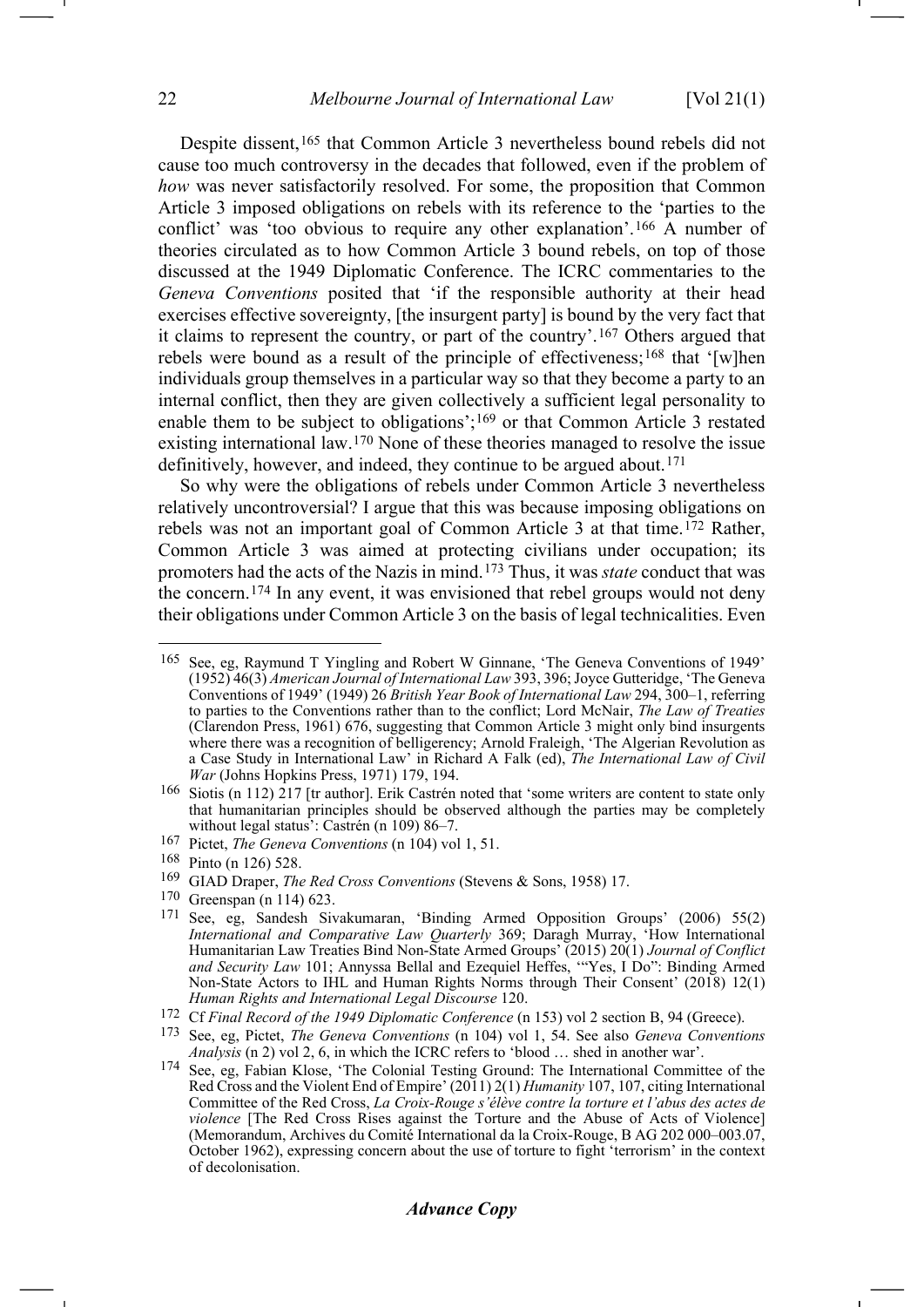Despite dissent,[165] that Common Article 3 nevertheless bound rebels did not cause too much controversy in the decades that followed, even if the problem of *how* was never satisfactorily resolved. For some, the proposition that Common Article 3 imposed obligations on rebels with its reference to the 'parties to the conflict' was 'too obvious to require any other explanation'.[166] A number of theories circulated as to how Common Article 3 bound rebels, on top of those discussed at the 1949 Diplomatic Conference. The ICRC commentaries to the *Geneva Conventions* posited that 'if the responsible authority at their head exercises effective sovereignty, [the insurgent party] is bound by the very fact that it claims to represent the country, or part of the country'.[167] Others argued that rebels were bound as a result of the principle of effectiveness;[168] that '[w]hen individuals group themselves in a particular way so that they become a party to an internal conflict, then they are given collectively a sufficient legal personality to enable them to be subject to obligations';[169] or that Common Article 3 restated existing international law.[170] None of these theories managed to resolve the issue definitively, however, and indeed, they continue to be argued about.[171]

So why were the obligations of rebels under Common Article 3 nevertheless relatively uncontroversial? I argue that this was because imposing obligations on rebels was not an important goal of Common Article 3 at that time.[172] Rather, Common Article 3 was aimed at protecting civilians under occupation; its promoters had the acts of the Nazis in mind.[173] Thus, it was *state* conduct that was the concern.[174] In any event, it was envisioned that rebel groups would not deny their obligations under Common Article 3 on the basis of legal technicalities. Even

---

[165] See, eg, Raymund T Yingling and Robert W Ginnane, 'The Geneva Conventions of 1949' (1952) 46(3) *American Journal of International Law* 393, 396; Joyce Gutteridge, 'The Geneva Conventions of 1949' (1949) 26 *British Year Book of International Law* 294, 300–1, referring to parties to the Conventions rather than to the conflict; Lord McNair, *The Law of Treaties* (Clarendon Press, 1961) 676, suggesting that Common Article 3 might only bind insurgents where there was a recognition of belligerency; Arnold Fraleigh, 'The Algerian Revolution as a Case Study in International Law' in Richard A Falk (ed), *The International Law of Civil War* (Johns Hopkins Press, 1971) 179, 194.

[166] Siotis (n 112) 217 [tr author]. Erik Castrén noted that 'some writers are content to state only that humanitarian principles should be observed although the parties may be completely without legal status': Castrén (n 109) 86–7.

[167] Pictet, *The Geneva Conventions* (n 104) vol 1, 51.

[168] Pinto (n 126) 528.

[169] GIAD Draper, *The Red Cross Conventions* (Stevens & Sons, 1958) 17.

[170] Greenspan (n 114) 623.

[171] See, eg, Sandesh Sivakumaran, 'Binding Armed Opposition Groups' (2006) 55(2) *International and Comparative Law Quarterly* 369; Daragh Murray, 'How International Humanitarian Law Treaties Bind Non-State Armed Groups' (2015) 20(1) *Journal of Conflict and Security Law* 101; Annyssa Bellal and Ezequiel Heffes, '"Yes, I Do": Binding Armed Non-State Actors to IHL and Human Rights Norms through Their Consent' (2018) 12(1) *Human Rights and International Legal Discourse* 120.

[172] Cf *Final Record of the 1949 Diplomatic Conference* (n 153) vol 2 section B, 94 (Greece).

[173] See, eg, Pictet, *The Geneva Conventions* (n 104) vol 1, 54. See also *Geneva Conventions Analysis* (n 2) vol 2, 6, in which the ICRC refers to 'blood … shed in another war'.

[174] See, eg, Fabian Klose, 'The Colonial Testing Ground: The International Committee of the Red Cross and the Violent End of Empire' (2011) 2(1) *Humanity* 107, 107, citing International Committee of the Red Cross, *La Croix-Rouge s'élève contre la torture et l'abus des actes de violence* [The Red Cross Rises against the Torture and the Abuse of Acts of Violence] (Memorandum, Archives du Comité International da la Croix-Rouge, B AG 202 000–003.07, October 1962), expressing concern about the use of torture to fight 'terrorism' in the context of decolonisation.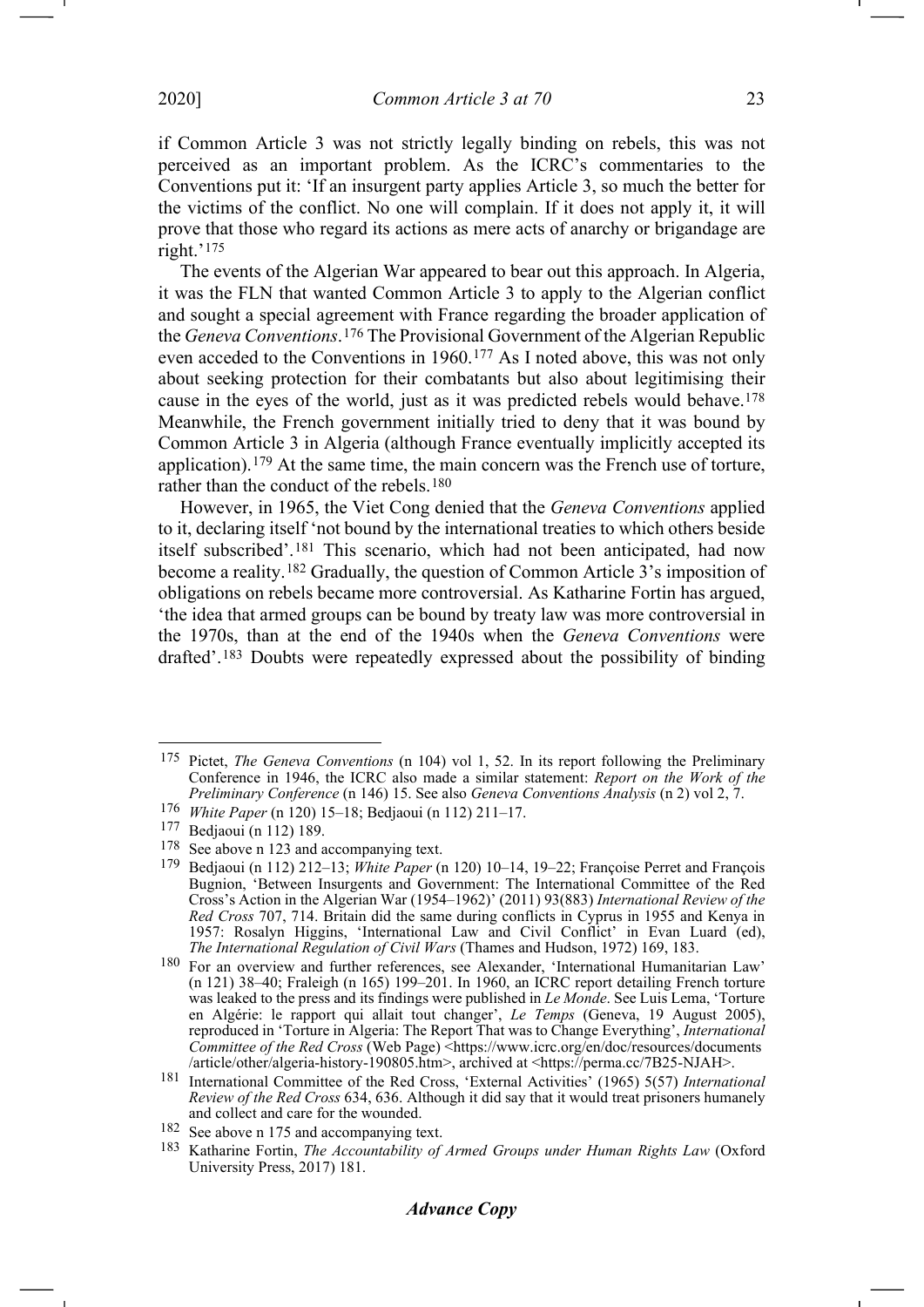if Common Article 3 was not strictly legally binding on rebels, this was not perceived as an important problem. As the ICRC's commentaries to the Conventions put it: 'If an insurgent party applies Article 3, so much the better for the victims of the conflict. No one will complain. If it does not apply it, it will prove that those who regard its actions as mere acts of anarchy or brigandage are right.'[175]

The events of the Algerian War appeared to bear out this approach. In Algeria, it was the FLN that wanted Common Article 3 to apply to the Algerian conflict and sought a special agreement with France regarding the broader application of the *Geneva Conventions*.[176] The Provisional Government of the Algerian Republic even acceded to the Conventions in 1960.[177] As I noted above, this was not only about seeking protection for their combatants but also about legitimising their cause in the eyes of the world, just as it was predicted rebels would behave.[178] Meanwhile, the French government initially tried to deny that it was bound by Common Article 3 in Algeria (although France eventually implicitly accepted its application).[179] At the same time, the main concern was the French use of torture, rather than the conduct of the rebels.[180]

However, in 1965, the Viet Cong denied that the *Geneva Conventions* applied to it, declaring itself 'not bound by the international treaties to which others beside itself subscribed'.[181] This scenario, which had not been anticipated, had now become a reality.[182] Gradually, the question of Common Article 3's imposition of obligations on rebels became more controversial. As Katharine Fortin has argued, 'the idea that armed groups can be bound by treaty law was more controversial in the 1970s, than at the end of the 1940s when the *Geneva Conventions* were drafted'.[183] Doubts were repeatedly expressed about the possibility of binding

---

[175] Pictet, *The Geneva Conventions* (n 104) vol 1, 52. In its report following the Preliminary Conference in 1946, the ICRC also made a similar statement: *Report on the Work of the Preliminary Conference* (n 146) 15. See also *Geneva Conventions Analysis* (n 2) vol 2, 7.

[176] *White Paper* (n 120) 15–18; Bedjaoui (n 112) 211–17.

[177] Bedjaoui (n 112) 189.

[178] See above n 123 and accompanying text.

[179] Bedjaoui (n 112) 212–13; *White Paper* (n 120) 10–14, 19–22; Françoise Perret and François Bugnion, 'Between Insurgents and Government: The International Committee of the Red Cross's Action in the Algerian War (1954–1962)' (2011) 93(883) *International Review of the Red Cross* 707, 714. Britain did the same during conflicts in Cyprus in 1955 and Kenya in 1957: Rosalyn Higgins, 'International Law and Civil Conflict' in Evan Luard (ed), *The International Regulation of Civil Wars* (Thames and Hudson, 1972) 169, 183.

[180] For an overview and further references, see Alexander, 'International Humanitarian Law' (n 121) 38–40; Fraleigh (n 165) 199–201. In 1960, an ICRC report detailing French torture was leaked to the press and its findings were published in *Le Monde*. See Luis Lema, 'Torture en Algérie: le rapport qui allait tout changer', *Le Temps* (Geneva, 19 August 2005), reproduced in 'Torture in Algeria: The Report That was to Change Everything', *International Committee of the Red Cross* (Web Page) <https://www.icrc.org/en/doc/resources/documents/article/other/algeria-history-190805.htm>, archived at <https://perma.cc/7B25-NJAH>.

[181] International Committee of the Red Cross, 'External Activities' (1965) 5(57) *International Review of the Red Cross* 634, 636. Although it did say that it would treat prisoners humanely and collect and care for the wounded.

[182] See above n 175 and accompanying text.

[183] Katharine Fortin, *The Accountability of Armed Groups under Human Rights Law* (Oxford University Press, 2017) 181.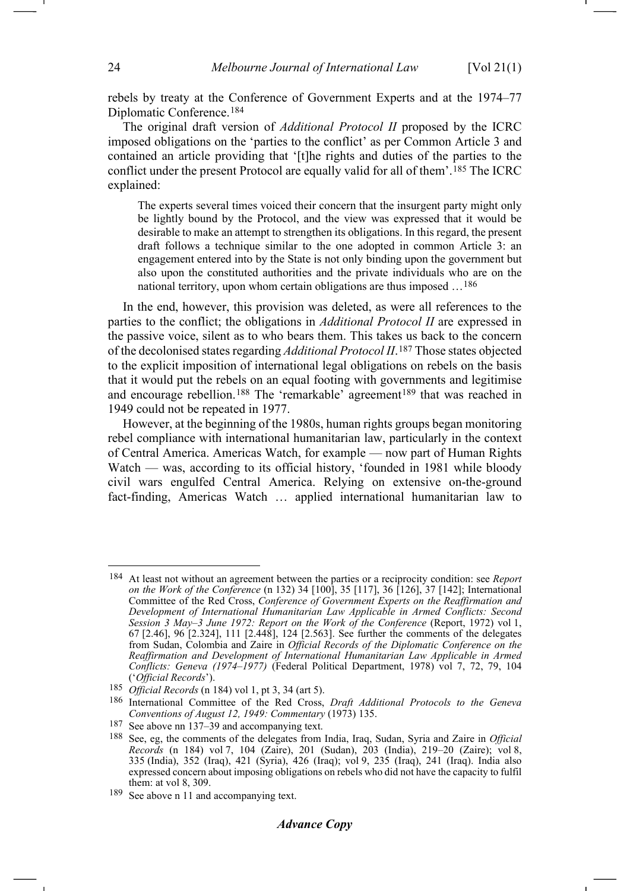rebels by treaty at the Conference of Government Experts and at the 1974–77 Diplomatic Conference.[184]

The original draft version of *Additional Protocol II* proposed by the ICRC imposed obligations on the 'parties to the conflict' as per Common Article 3 and contained an article providing that '[t]he rights and duties of the parties to the conflict under the present Protocol are equally valid for all of them'.[185] The ICRC explained:

> The experts several times voiced their concern that the insurgent party might only be lightly bound by the Protocol, and the view was expressed that it would be desirable to make an attempt to strengthen its obligations. In this regard, the present draft follows a technique similar to the one adopted in common Article 3: an engagement entered into by the State is not only binding upon the government but also upon the constituted authorities and the private individuals who are on the national territory, upon whom certain obligations are thus imposed …[186]

In the end, however, this provision was deleted, as were all references to the parties to the conflict; the obligations in *Additional Protocol II* are expressed in the passive voice, silent as to who bears them. This takes us back to the concern of the decolonised states regarding *Additional Protocol II*.[187] Those states objected to the explicit imposition of international legal obligations on rebels on the basis that it would put the rebels on an equal footing with governments and legitimise and encourage rebellion.[188] The 'remarkable' agreement[189] that was reached in 1949 could not be repeated in 1977.

However, at the beginning of the 1980s, human rights groups began monitoring rebel compliance with international humanitarian law, particularly in the context of Central America. Americas Watch, for example — now part of Human Rights Watch — was, according to its official history, 'founded in 1981 while bloody civil wars engulfed Central America. Relying on extensive on-the-ground fact-finding, Americas Watch … applied international humanitarian law to

---

[184] At least not without an agreement between the parties or a reciprocity condition: see *Report on the Work of the Conference* (n 132) 34 [100], 35 [117], 36 [126], 37 [142]; International Committee of the Red Cross, *Conference of Government Experts on the Reaffirmation and Development of International Humanitarian Law Applicable in Armed Conflicts: Second Session 3 May–3 June 1972: Report on the Work of the Conference* (Report, 1972) vol 1, 67 [2.46], 96 [2.324], 111 [2.448], 124 [2.563]. See further the comments of the delegates from Sudan, Colombia and Zaire in *Official Records of the Diplomatic Conference on the Reaffirmation and Development of International Humanitarian Law Applicable in Armed Conflicts: Geneva (1974–1977)* (Federal Political Department, 1978) vol 7, 72, 79, 104 ('*Official Records*').

[185] *Official Records* (n 184) vol 1, pt 3, 34 (art 5).

[186] International Committee of the Red Cross, *Draft Additional Protocols to the Geneva Conventions of August 12, 1949: Commentary* (1973) 135.

[187] See above nn 137–39 and accompanying text.

[188] See, eg, the comments of the delegates from India, Iraq, Sudan, Syria and Zaire in *Official Records* (n 184) vol 7, 104 (Zaire), 201 (Sudan), 203 (India), 219–20 (Zaire); vol 8, 335 (India), 352 (Iraq), 421 (Syria), 426 (Iraq); vol 9, 235 (Iraq), 241 (Iraq). India also expressed concern about imposing obligations on rebels who did not have the capacity to fulfil them: at vol 8, 309.

[189] See above n 11 and accompanying text.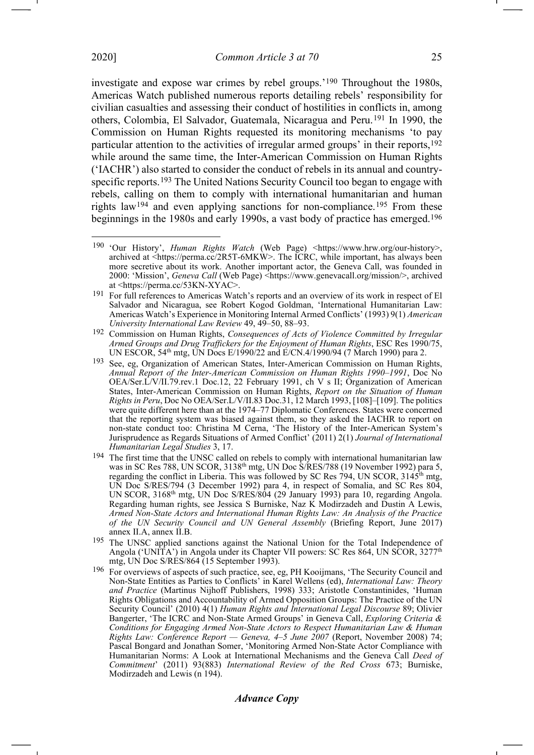investigate and expose war crimes by rebel groups.'[190] Throughout the 1980s, Americas Watch published numerous reports detailing rebels' responsibility for civilian casualties and assessing their conduct of hostilities in conflicts in, among others, Colombia, El Salvador, Guatemala, Nicaragua and Peru.[191] In 1990, the Commission on Human Rights requested its monitoring mechanisms 'to pay particular attention to the activities of irregular armed groups' in their reports,[192] while around the same time, the Inter-American Commission on Human Rights ('IACHR') also started to consider the conduct of rebels in its annual and country-specific reports.[193] The United Nations Security Council too began to engage with rebels, calling on them to comply with international humanitarian and human rights law[194] and even applying sanctions for non-compliance.[195] From these beginnings in the 1980s and early 1990s, a vast body of practice has emerged.[196]

---

[190] 'Our History', *Human Rights Watch* (Web Page) <https://www.hrw.org/our-history>, archived at <https://perma.cc/2R5T-6MKW>. The ICRC, while important, has always been more secretive about its work. Another important actor, the Geneva Call, was founded in 2000: 'Mission', *Geneva Call* (Web Page) <https://www.genevacall.org/mission/>, archived at <https://perma.cc/53KN-XYAC>.

[191] For full references to Americas Watch's reports and an overview of its work in respect of El Salvador and Nicaragua, see Robert Kogod Goldman, 'International Humanitarian Law: Americas Watch's Experience in Monitoring Internal Armed Conflicts' (1993) 9(1) *American University International Law Review* 49, 49–50, 88–93.

[192] Commission on Human Rights, *Consequences of Acts of Violence Committed by Irregular Armed Groups and Drug Traffickers for the Enjoyment of Human Rights*, ESC Res 1990/75, UN ESCOR, 54th mtg, UN Docs E/1990/22 and E/CN.4/1990/94 (7 March 1990) para 2.

[193] See, eg, Organization of American States, Inter-American Commission on Human Rights, *Annual Report of the Inter-American Commission on Human Rights 1990–1991*, Doc No OEA/Ser.L/V/II.79.rev.1 Doc.12, 22 February 1991, ch V s II; Organization of American States, Inter-American Commission on Human Rights, *Report on the Situation of Human Rights in Peru*, Doc No OEA/Ser.L/V/II.83 Doc.31, 12 March 1993, [108]–[109]. The politics were quite different here than at the 1974–77 Diplomatic Conferences. States were concerned that the reporting system was biased against them, so they asked the IACHR to report on non-state conduct too: Christina M Cerna, 'The History of the Inter-American System's Jurisprudence as Regards Situations of Armed Conflict' (2011) 2(1) *Journal of International Humanitarian Legal Studies* 3, 17.

[194] The first time that the UNSC called on rebels to comply with international humanitarian law was in SC Res 788, UN SCOR, 3138th mtg, UN Doc S/RES/788 (19 November 1992) para 5, regarding the conflict in Liberia. This was followed by SC Res 794, UN SCOR, 3145th mtg, UN Doc S/RES/794 (3 December 1992) para 4, in respect of Somalia, and SC Res 804, UN SCOR, 3168th mtg, UN Doc S/RES/804 (29 January 1993) para 10, regarding Angola. Regarding human rights, see Jessica S Burniske, Naz K Modirzadeh and Dustin A Lewis, *Armed Non-State Actors and International Human Rights Law: An Analysis of the Practice of the UN Security Council and UN General Assembly* (Briefing Report, June 2017) annex II.A, annex II.B.

[195] The UNSC applied sanctions against the National Union for the Total Independence of Angola ('UNITA') in Angola under its Chapter VII powers: SC Res 864, UN SCOR, 3277th mtg, UN Doc S/RES/864 (15 September 1993).

[196] For overviews of aspects of such practice, see, eg, PH Kooijmans, 'The Security Council and Non-State Entities as Parties to Conflicts' in Karel Wellens (ed), *International Law: Theory and Practice* (Martinus Nijhoff Publishers, 1998) 333; Aristotle Constantinides, 'Human Rights Obligations and Accountability of Armed Opposition Groups: The Practice of the UN Security Council' (2010) 4(1) *Human Rights and International Legal Discourse* 89; Olivier Bangerter, 'The ICRC and Non-State Armed Groups' in Geneva Call, *Exploring Criteria & Conditions for Engaging Armed Non-State Actors to Respect Humanitarian Law & Human Rights Law: Conference Report — Geneva, 4–5 June 2007* (Report, November 2008) 74; Pascal Bongard and Jonathan Somer, 'Monitoring Armed Non-State Actor Compliance with Humanitarian Norms: A Look at International Mechanisms and the Geneva Call *Deed of Commitment*' (2011) 93(883) *International Review of the Red Cross* 673; Burniske, Modirzadeh and Lewis (n 194).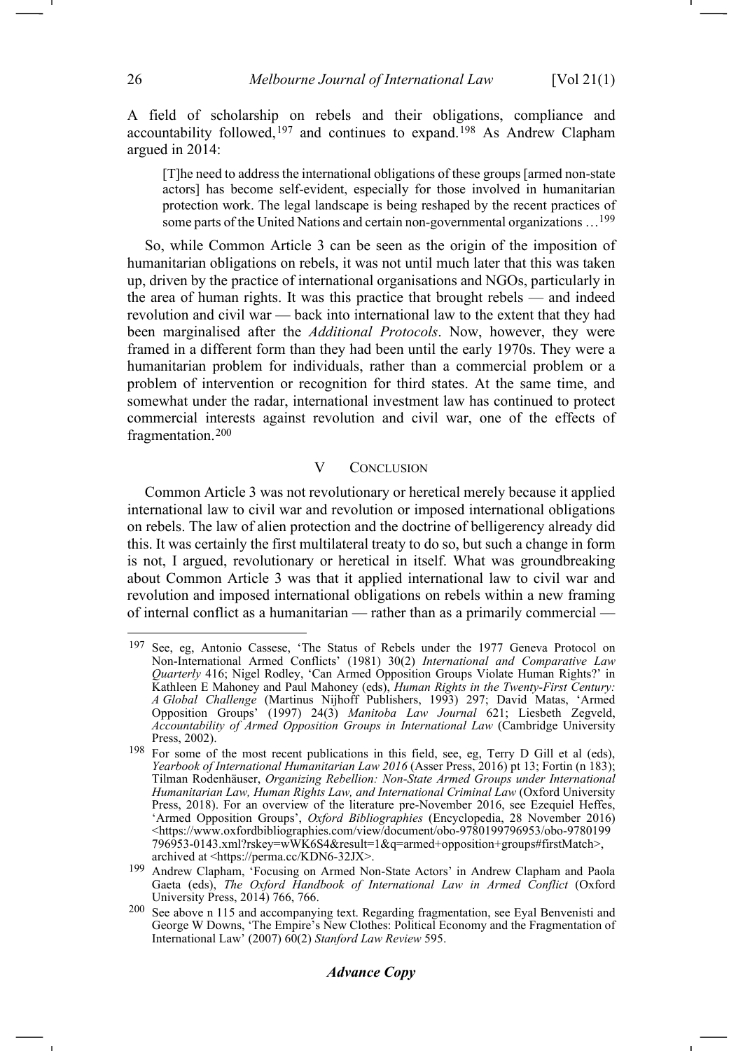A field of scholarship on rebels and their obligations, compliance and accountability followed,[197] and continues to expand.[198] As Andrew Clapham argued in 2014:

> [T]he need to address the international obligations of these groups [armed non-state actors] has become self-evident, especially for those involved in humanitarian protection work. The legal landscape is being reshaped by the recent practices of some parts of the United Nations and certain non-governmental organizations …[199]

So, while Common Article 3 can be seen as the origin of the imposition of humanitarian obligations on rebels, it was not until much later that this was taken up, driven by the practice of international organisations and NGOs, particularly in the area of human rights. It was this practice that brought rebels — and indeed revolution and civil war — back into international law to the extent that they had been marginalised after the *Additional Protocols*. Now, however, they were framed in a different form than they had been until the early 1970s. They were a humanitarian problem for individuals, rather than a commercial problem or a problem of intervention or recognition for third states. At the same time, and somewhat under the radar, international investment law has continued to protect commercial interests against revolution and civil war, one of the effects of fragmentation.[200]

## V CONCLUSION

Common Article 3 was not revolutionary or heretical merely because it applied international law to civil war and revolution or imposed international obligations on rebels. The law of alien protection and the doctrine of belligerency already did this. It was certainly the first multilateral treaty to do so, but such a change in form is not, I argued, revolutionary or heretical in itself. What was groundbreaking about Common Article 3 was that it applied international law to civil war and revolution and imposed international obligations on rebels within a new framing of internal conflict as a humanitarian — rather than as a primarily commercial —

---

[197] See, eg, Antonio Cassese, 'The Status of Rebels under the 1977 Geneva Protocol on Non-International Armed Conflicts' (1981) 30(2) *International and Comparative Law Quarterly* 416; Nigel Rodley, 'Can Armed Opposition Groups Violate Human Rights?' in Kathleen E Mahoney and Paul Mahoney (eds), *Human Rights in the Twenty-First Century: A Global Challenge* (Martinus Nijhoff Publishers, 1993) 297; David Matas, 'Armed Opposition Groups' (1997) 24(3) *Manitoba Law Journal* 621; Liesbeth Zegveld, *Accountability of Armed Opposition Groups in International Law* (Cambridge University Press, 2002).

[198] For some of the most recent publications in this field, see, eg, Terry D Gill et al (eds), *Yearbook of International Humanitarian Law 2016* (Asser Press, 2016) pt 13; Fortin (n 183); Tilman Rodenhäuser, *Organizing Rebellion: Non-State Armed Groups under International Humanitarian Law, Human Rights Law, and International Criminal Law* (Oxford University Press, 2018). For an overview of the literature pre-November 2016, see Ezequiel Heffes, 'Armed Opposition Groups', *Oxford Bibliographies* (Encyclopedia, 28 November 2016) <https://www.oxfordbibliographies.com/view/document/obo-9780199796953/obo-9780199796953-0143.xml?rskey=wWK6S4&result=1&q=armed+opposition+groups#firstMatch>, archived at <https://perma.cc/KDN6-32JX>.

[199] Andrew Clapham, 'Focusing on Armed Non-State Actors' in Andrew Clapham and Paola Gaeta (eds), *The Oxford Handbook of International Law in Armed Conflict* (Oxford University Press, 2014) 766, 766.

[200] See above n 115 and accompanying text. Regarding fragmentation, see Eyal Benvenisti and George W Downs, 'The Empire's New Clothes: Political Economy and the Fragmentation of International Law' (2007) 60(2) *Stanford Law Review* 595.

***Advance Copy***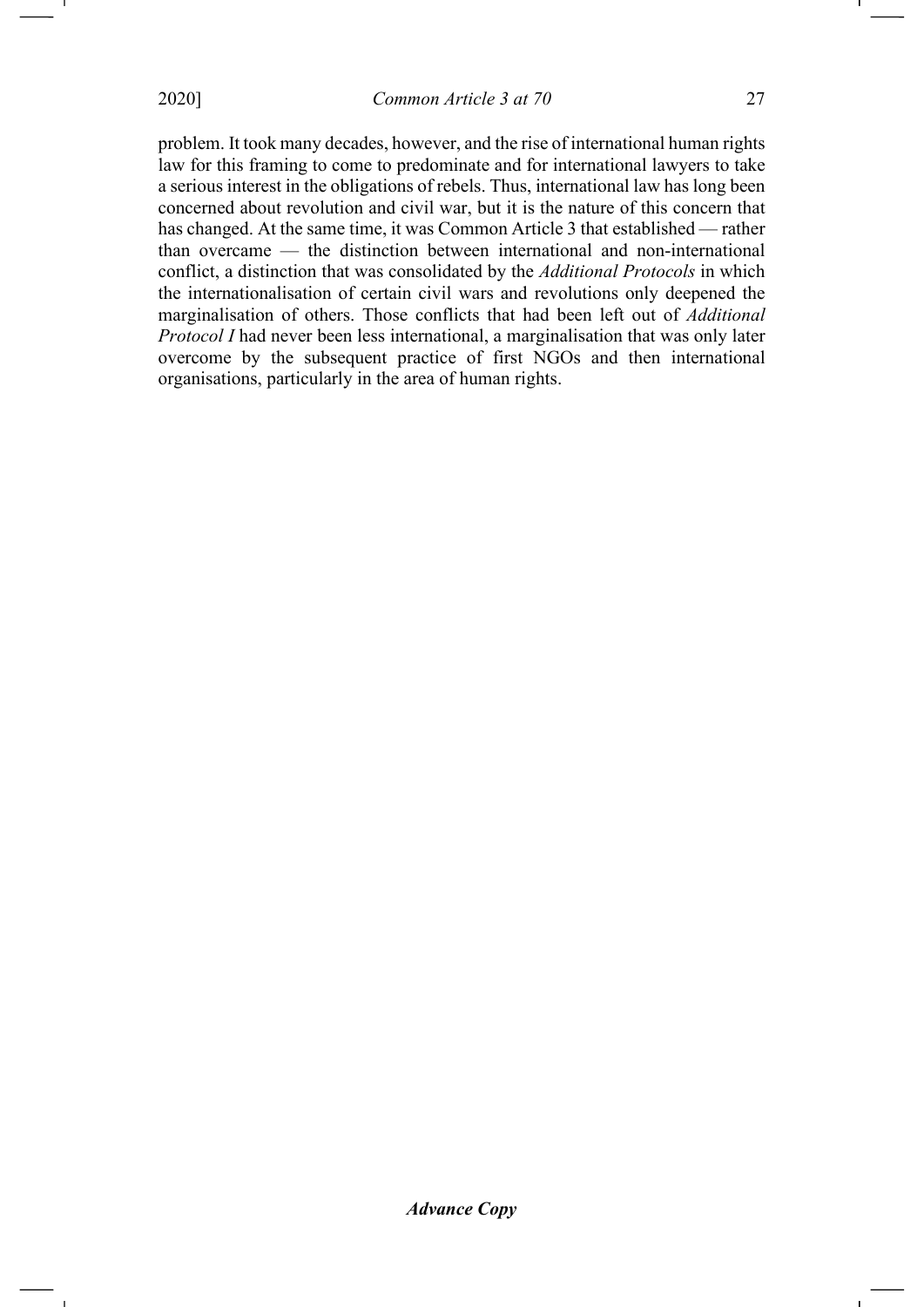problem. It took many decades, however, and the rise of international human rights law for this framing to come to predominate and for international lawyers to take a serious interest in the obligations of rebels. Thus, international law has long been concerned about revolution and civil war, but it is the nature of this concern that has changed. At the same time, it was Common Article 3 that established — rather than overcame — the distinction between international and non-international conflict, a distinction that was consolidated by the *Additional Protocols* in which the internationalisation of certain civil wars and revolutions only deepened the marginalisation of others. Those conflicts that had been left out of *Additional Protocol I* had never been less international, a marginalisation that was only later overcome by the subsequent practice of first NGOs and then international organisations, particularly in the area of human rights.